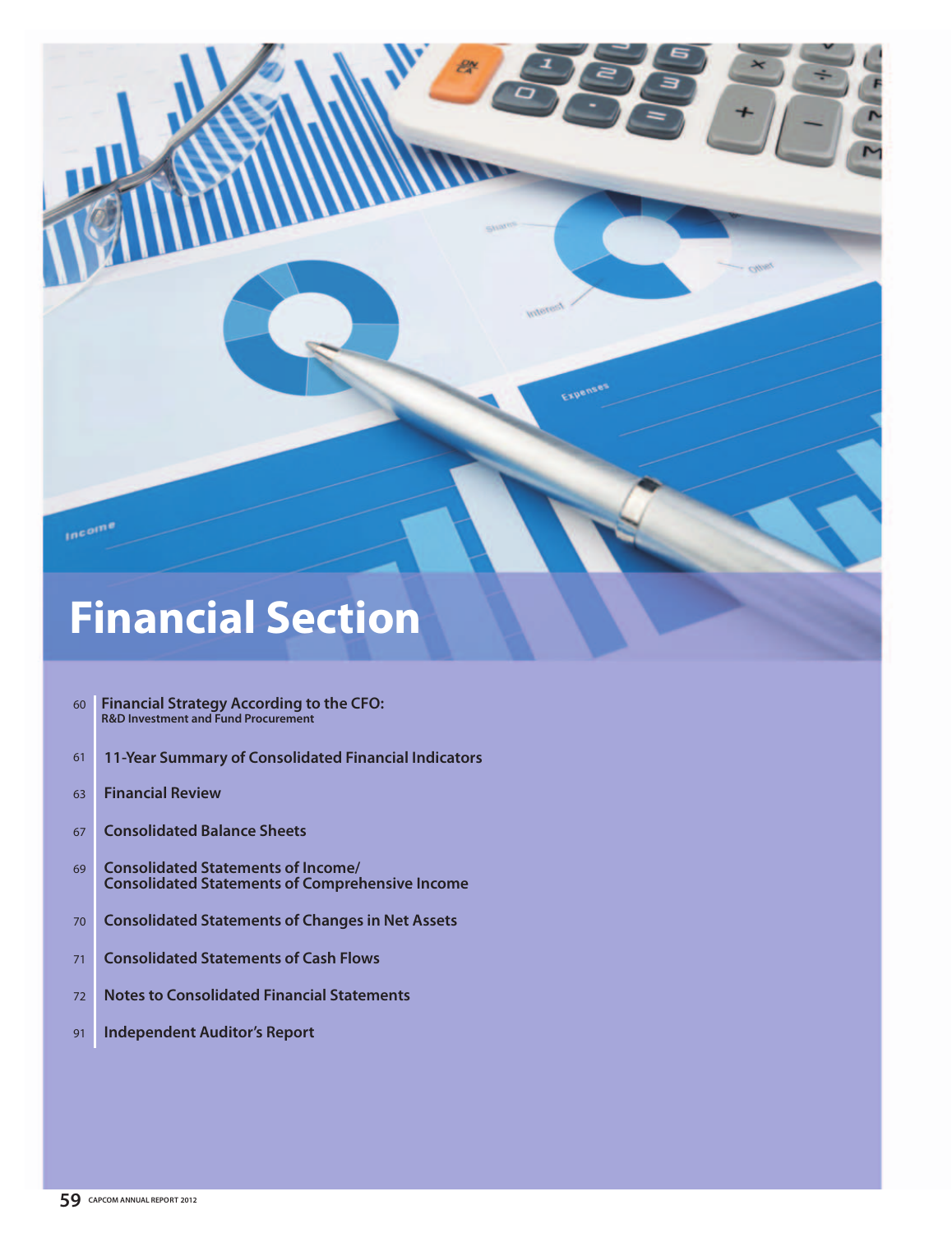# Financial Section

- 60 **Financial Strategy According to the CFO:** R&D Investment and Fund Procurement
- 61 **11-Year Summary of Consolidated Financial Indicators**
- 63 **Financial Review**
- 67 **Consolidated Balance Sheets**
- 69 **Consolidated Statements of Income/ Consolidated Statements of Comprehensive Income**
- 70 **Consolidated Statements of Changes in Net Assets**
- 71 **Consolidated Statements of Cash Flows**
- 72 **Notes to Consolidated Financial Statements**
- 91 **Independent Auditor's Report**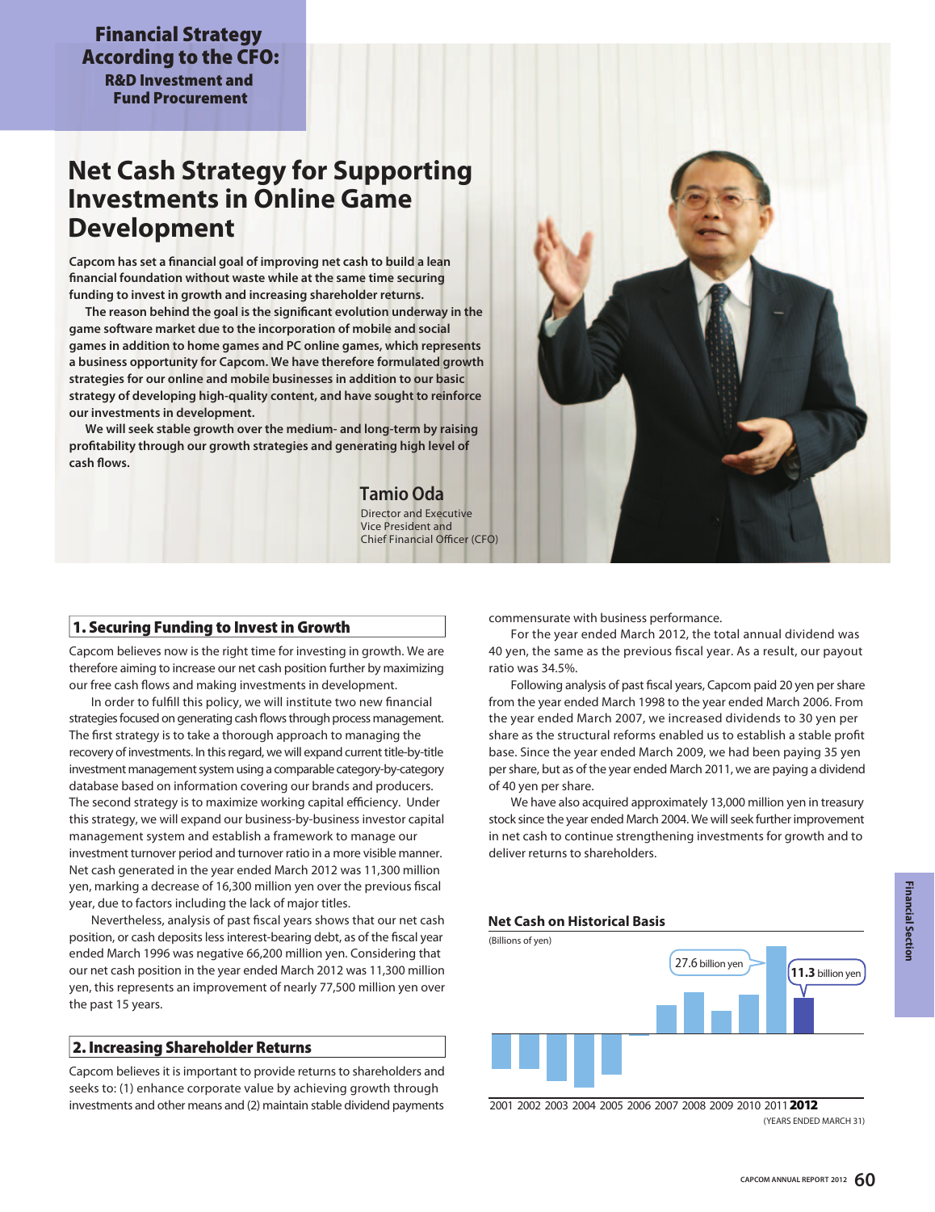# Financial Strategy According to the CFO: R&D Investment and Fund Procurement

## Net Cash Strategy for Supporting Investments in Online Game Development

**Capcom has set a financial goal of improving net cash to build a lean financial foundation without waste while at the same time securing funding to invest in growth and increasing shareholder returns.**

**The reason behind the goal is the significant evolution underway in the game software market due to the incorporation of mobile and social games in addition to home games and PC online games, which represents a business opportunity for Capcom. We have therefore formulated growth strategies for our online and mobile businesses in addition to our basic strategy of developing high-quality content, and have sought to reinforce our investments in development.**

**We will seek stable growth over the medium- and long-term by raising profitability through our growth strategies and generating high level of cash flows.**

**Tamio Oda**
Director and Executive Vice President and Chief Financial Officer (CFO)

### 1. Securing Funding to Invest in Growth

Capcom believes now is the right time for investing in growth. We are therefore aiming to increase our net cash position further by maximizing our free cash flows and making investments in development.

In order to fulfill this policy, we will institute two new financial strategies focused on generating cash flows through process management. The first strategy is to take a thorough approach to managing the recovery of investments. In this regard, we will expand current title-by-title investment management system using a comparable category-by-category database based on information covering our brands and producers. The second strategy is to maximize working capital efficiency. Under this strategy, we will expand our business-by-business investor capital management system and establish a framework to manage our investment turnover period and turnover ratio in a more visible manner. Net cash generated in the year ended March 2012 was 11,300 million yen, marking a decrease of 16,300 million yen over the previous fiscal year, due to factors including the lack of major titles.

Nevertheless, analysis of past fiscal years shows that our net cash position, or cash deposits less interest-bearing debt, as of the fiscal year ended March 1996 was negative 66,200 million yen. Considering that our net cash position in the year ended March 2012 was 11,300 million yen, this represents an improvement of nearly 77,500 million yen over the past 15 years.

### 2. Increasing Shareholder Returns

Capcom believes it is important to provide returns to shareholders and seeks to: (1) enhance corporate value by achieving growth through investments and other means and (2) maintain stable dividend payments commensurate with business performance.

For the year ended March 2012, the total annual dividend was 40 yen, the same as the previous fiscal year. As a result, our payout ratio was 34.5%.

Following analysis of past fiscal years, Capcom paid 20 yen per share from the year ended March 1998 to the year ended March 2006. From the year ended March 2007, we increased dividends to 30 yen per share as the structural reforms enabled us to establish a stable profit base. Since the year ended March 2009, we had been paying 35 yen per share, but as of the year ended March 2011, we are paying a dividend of 40 yen per share.

We have also acquired approximately 13,000 million yen in treasury stock since the year ended March 2004. We will seek further improvement in net cash to continue strengthening investments for growth and to deliver returns to shareholders.

**Net Cash on Historical Basis**

(Billions of yen)

27.6 billion yen (2011)
11.3 billion yen (2012)

2001 2002 2003 2004 2005 2006 2007 2008 2009 2010 2011 **2012**

(YEARS ENDED MARCH 31)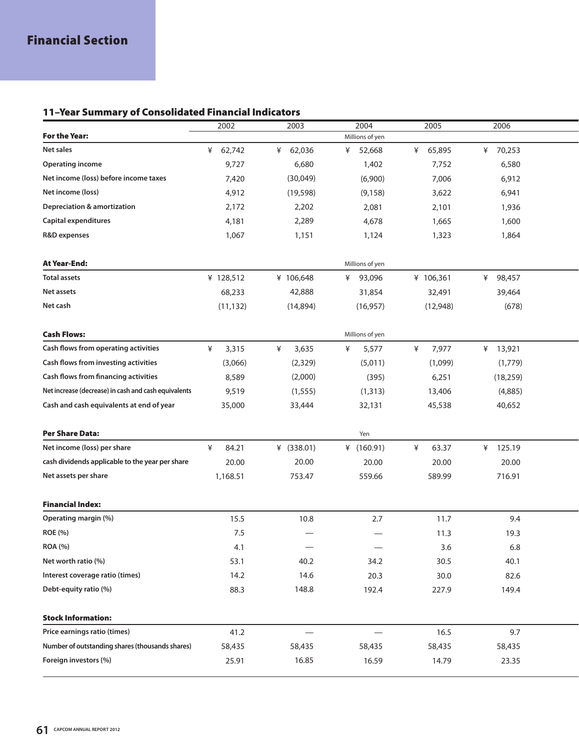## Financial Section

### 11–Year Summary of Consolidated Financial Indicators

| | 2002 | 2003 | 2004 | 2005 | 2006 |
|---|---|---|---|---|---|
| **For the Year:** | | | Millions of yen | | |
| Net sales | ¥ 62,742 | ¥ 62,036 | ¥ 52,668 | ¥ 65,895 | ¥ 70,253 |
| Operating income | 9,727 | 6,680 | 1,402 | 7,752 | 6,580 |
| Net income (loss) before income taxes | 7,420 | (30,049) | (6,900) | 7,006 | 6,912 |
| Net income (loss) | 4,912 | (19,598) | (9,158) | 3,622 | 6,941 |
| Depreciation & amortization | 2,172 | 2,202 | 2,081 | 2,101 | 1,936 |
| Capital expenditures | 4,181 | 2,289 | 4,678 | 1,665 | 1,600 |
| R&D expenses | 1,067 | 1,151 | 1,124 | 1,323 | 1,864 |
| **At Year-End:** | | | Millions of yen | | |
| Total assets | ¥ 128,512 | ¥ 106,648 | ¥ 93,096 | ¥ 106,361 | ¥ 98,457 |
| Net assets | 68,233 | 42,888 | 31,854 | 32,491 | 39,464 |
| Net cash | (11,132) | (14,894) | (16,957) | (12,948) | (678) |
| **Cash Flows:** | | | Millions of yen | | |
| Cash flows from operating activities | ¥ 3,315 | ¥ 3,635 | ¥ 5,577 | ¥ 7,977 | ¥ 13,921 |
| Cash flows from investing activities | (3,066) | (2,329) | (5,011) | (1,099) | (1,779) |
| Cash flows from financing activities | 8,589 | (2,000) | (395) | 6,251 | (18,259) |
| Net increase (decrease) in cash and cash equivalents | 9,519 | (1,555) | (1,313) | 13,406 | (4,885) |
| Cash and cash equivalents at end of year | 35,000 | 33,444 | 32,131 | 45,538 | 40,652 |
| **Per Share Data:** | | | Yen | | |
| Net income (loss) per share | ¥ 84.21 | ¥ (338.01) | ¥ (160.91) | ¥ 63.37 | ¥ 125.19 |
| cash dividends applicable to the year per share | 20.00 | 20.00 | 20.00 | 20.00 | 20.00 |
| Net assets per share | 1,168.51 | 753.47 | 559.66 | 589.99 | 716.91 |
| **Financial Index:** | | | | | |
| Operating margin (%) | 15.5 | 10.8 | 2.7 | 11.7 | 9.4 |
| ROE (%) | 7.5 | — | — | 11.3 | 19.3 |
| ROA (%) | 4.1 | — | — | 3.6 | 6.8 |
| Net worth ratio (%) | 53.1 | 40.2 | 34.2 | 30.5 | 40.1 |
| Interest coverage ratio (times) | 14.2 | 14.6 | 20.3 | 30.0 | 82.6 |
| Debt-equity ratio (%) | 88.3 | 148.8 | 192.4 | 227.9 | 149.4 |
| **Stock Information:** | | | | | |
| Price earnings ratio (times) | 41.2 | — | — | 16.5 | 9.7 |
| Number of outstanding shares (thousands shares) | 58,435 | 58,435 | 58,435 | 58,435 | 58,435 |
| Foreign investors (%) | 25.91 | 16.85 | 16.59 | 14.79 | 23.35 |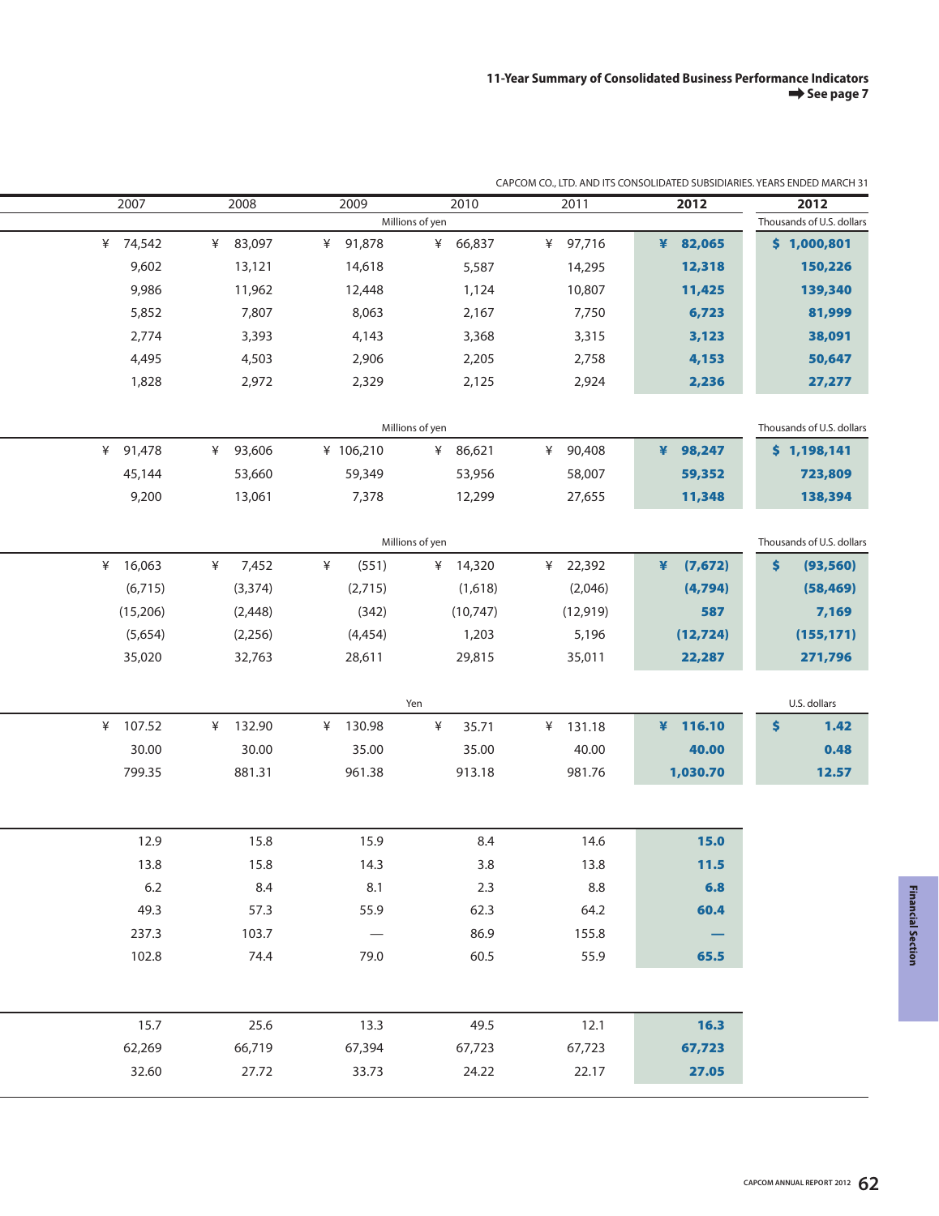11-Year Summary of Consolidated Business Performance Indicators
➡ See page 7

CAPCOM CO., LTD. AND ITS CONSOLIDATED SUBSIDIARIES. YEARS ENDED MARCH 31

| 2007 | 2008 | 2009 | 2010 | 2011 | **2012** | **2012** |
|---|---|---|---|---|---|---|
| Millions of yen | | | | | | Thousands of U.S. dollars |
| ¥ 74,542 | ¥ 83,097 | ¥ 91,878 | ¥ 66,837 | ¥ 97,716 | **¥ 82,065** | **$ 1,000,801** |
| 9,602 | 13,121 | 14,618 | 5,587 | 14,295 | **12,318** | **150,226** |
| 9,986 | 11,962 | 12,448 | 1,124 | 10,807 | **11,425** | **139,340** |
| 5,852 | 7,807 | 8,063 | 2,167 | 7,750 | **6,723** | **81,999** |
| 2,774 | 3,393 | 4,143 | 3,368 | 3,315 | **3,123** | **38,091** |
| 4,495 | 4,503 | 2,906 | 2,205 | 2,758 | **4,153** | **50,647** |
| 1,828 | 2,972 | 2,329 | 2,125 | 2,924 | **2,236** | **27,277** |
| Millions of yen | | | | | | Thousands of U.S. dollars |
| ¥ 91,478 | ¥ 93,606 | ¥ 106,210 | ¥ 86,621 | ¥ 90,408 | **¥ 98,247** | **$ 1,198,141** |
| 45,144 | 53,660 | 59,349 | 53,956 | 58,007 | **59,352** | **723,809** |
| 9,200 | 13,061 | 7,378 | 12,299 | 27,655 | **11,348** | **138,394** |
| Millions of yen | | | | | | Thousands of U.S. dollars |
| ¥ 16,063 | ¥ 7,452 | ¥ (551) | ¥ 14,320 | ¥ 22,392 | **¥ (7,672)** | **$ (93,560)** |
| (6,715) | (3,374) | (2,715) | (1,618) | (2,046) | **(4,794)** | **(58,469)** |
| (15,206) | (2,448) | (342) | (10,747) | (12,919) | **587** | **7,169** |
| (5,654) | (2,256) | (4,454) | 1,203 | 5,196 | **(12,724)** | **(155,171)** |
| 35,020 | 32,763 | 28,611 | 29,815 | 35,011 | **22,287** | **271,796** |
| Yen | | | | | | U.S. dollars |
| ¥ 107.52 | ¥ 132.90 | ¥ 130.98 | ¥ 35.71 | ¥ 131.18 | **¥ 116.10** | **$ 1.42** |
| 30.00 | 30.00 | 35.00 | 35.00 | 40.00 | **40.00** | **0.48** |
| 799.35 | 881.31 | 961.38 | 913.18 | 981.76 | **1,030.70** | **12.57** |
| | | | | | | |
| 12.9 | 15.8 | 15.9 | 8.4 | 14.6 | **15.0** | |
| 13.8 | 15.8 | 14.3 | 3.8 | 13.8 | **11.5** | |
| 6.2 | 8.4 | 8.1 | 2.3 | 8.8 | **6.8** | |
| 49.3 | 57.3 | 55.9 | 62.3 | 64.2 | **60.4** | |
| 237.3 | 103.7 | — | 86.9 | 155.8 | **—** | |
| 102.8 | 74.4 | 79.0 | 60.5 | 55.9 | **65.5** | |
| | | | | | | |
| 15.7 | 25.6 | 13.3 | 49.5 | 12.1 | **16.3** | |
| 62,269 | 66,719 | 67,394 | 67,723 | 67,723 | **67,723** | |
| 32.60 | 27.72 | 33.73 | 24.22 | 22.17 | **27.05** | |

Financial Section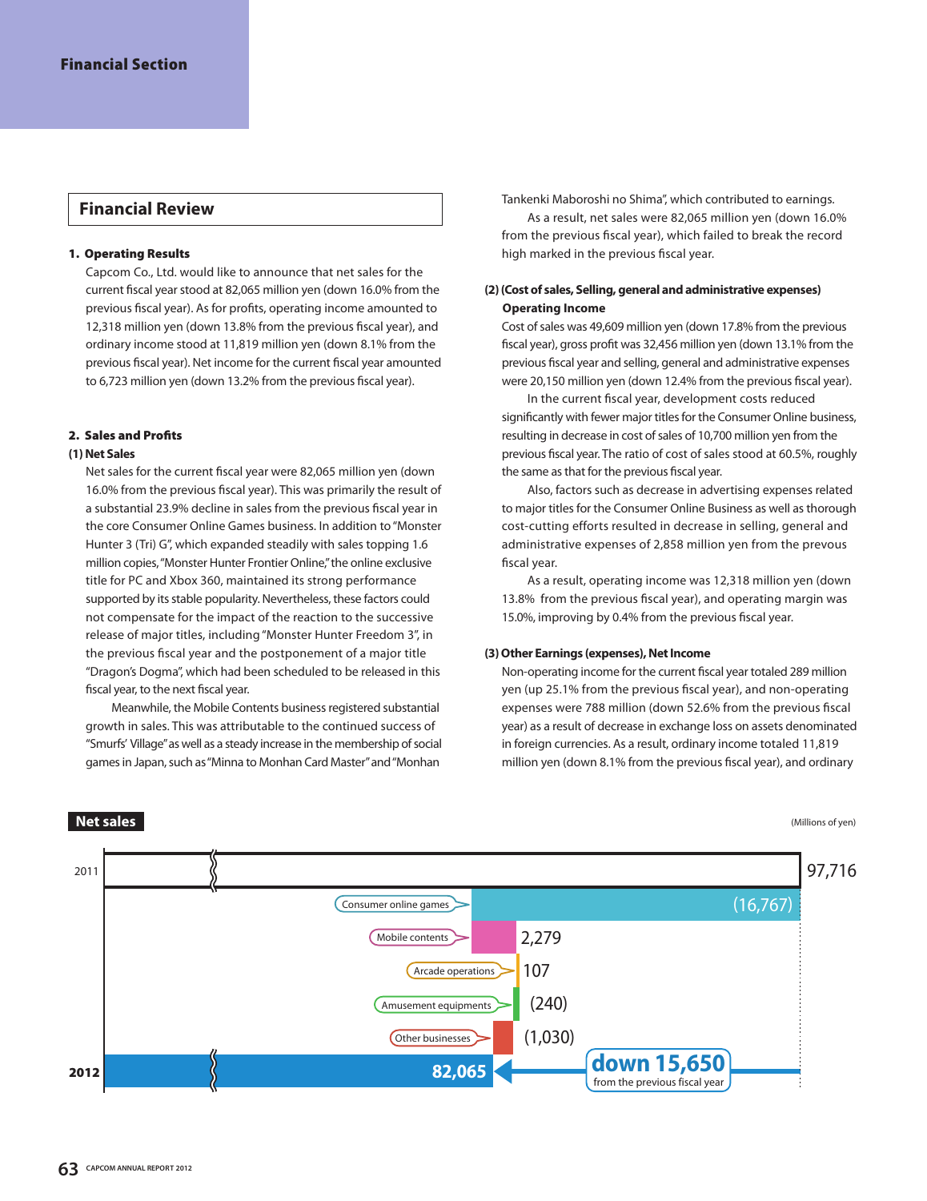## Financial Review

### 1. Operating Results

Capcom Co., Ltd. would like to announce that net sales for the current fiscal year stood at 82,065 million yen (down 16.0% from the previous fiscal year). As for profits, operating income amounted to 12,318 million yen (down 13.8% from the previous fiscal year), and ordinary income stood at 11,819 million yen (down 8.1% from the previous fiscal year). Net income for the current fiscal year amounted to 6,723 million yen (down 13.2% from the previous fiscal year).

### 2. Sales and Profits

**(1) Net Sales**

Net sales for the current fiscal year were 82,065 million yen (down 16.0% from the previous fiscal year). This was primarily the result of a substantial 23.9% decline in sales from the previous fiscal year in the core Consumer Online Games business. In addition to "Monster Hunter 3 (Tri) G", which expanded steadily with sales topping 1.6 million copies, "Monster Hunter Frontier Online," the online exclusive title for PC and Xbox 360, maintained its strong performance supported by its stable popularity. Nevertheless, these factors could not compensate for the impact of the reaction to the successive release of major titles, including "Monster Hunter Freedom 3", in the previous fiscal year and the postponement of a major title "Dragon's Dogma", which had been scheduled to be released in this fiscal year, to the next fiscal year.

Meanwhile, the Mobile Contents business registered substantial growth in sales. This was attributable to the continued success of "Smurfs' Village" as well as a steady increase in the membership of social games in Japan, such as "Minna to Monhan Card Master" and "Monhan Tankenki Maboroshi no Shima", which contributed to earnings.

As a result, net sales were 82,065 million yen (down 16.0% from the previous fiscal year), which failed to break the record high marked in the previous fiscal year.

**(2) (Cost of sales, Selling, general and administrative expenses) Operating Income**

Cost of sales was 49,609 million yen (down 17.8% from the previous fiscal year), gross profit was 32,456 million yen (down 13.1% from the previous fiscal year and selling, general and administrative expenses were 20,150 million yen (down 12.4% from the previous fiscal year).

In the current fiscal year, development costs reduced significantly with fewer major titles for the Consumer Online business, resulting in decrease in cost of sales of 10,700 million yen from the previous fiscal year. The ratio of cost of sales stood at 60.5%, roughly the same as that for the previous fiscal year.

Also, factors such as decrease in advertising expenses related to major titles for the Consumer Online Business as well as thorough cost-cutting efforts resulted in decrease in selling, general and administrative expenses of 2,858 million yen from the prevous fiscal year.

As a result, operating income was 12,318 million yen (down 13.8% from the previous fiscal year), and operating margin was 15.0%, improving by 0.4% from the previous fiscal year.

**(3) Other Earnings (expenses), Net Income**

Non-operating income for the current fiscal year totaled 289 million yen (up 25.1% from the previous fiscal year), and non-operating expenses were 788 million (down 52.6% from the previous fiscal year) as a result of decrease in exchange loss on assets denominated in foreign currencies. As a result, ordinary income totaled 11,819 million yen (down 8.1% from the previous fiscal year), and ordinary

**Net sales**

(Millions of yen)

| | |
|---|---|
| 2011 | 97,716 |
| Consumer online games | (16,767) |
| Mobile contents | 2,279 |
| Arcade operations | 107 |
| Amusement equipments | (240) |
| Other businesses | (1,030) |
| **2012** | 82,065 |

**down 15,650** from the previous fiscal year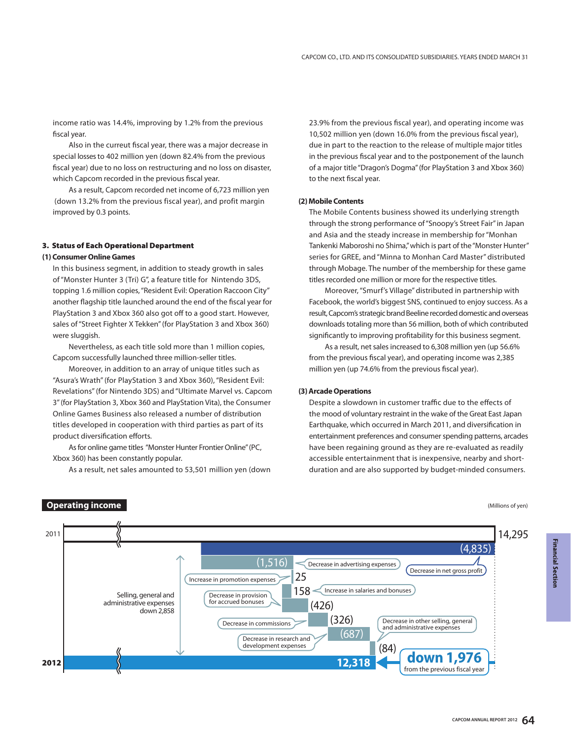income ratio was 14.4%, improving by 1.2% from the previous fiscal year.

Also in the curreut fiscal year, there was a major decrease in special losses to 402 million yen (down 82.4% from the previous fiscal year) due to no loss on restructuring and no loss on disaster, which Capcom recorded in the previous fiscal year.

As a result, Capcom recorded net income of 6,723 million yen (down 13.2% from the previous fiscal year), and profit margin improved by 0.3 points.

## 3. Status of Each Operational Department

### (1) Consumer Online Games

In this business segment, in addition to steady growth in sales of "Monster Hunter 3 (Tri) G", a feature title for Nintendo 3DS, topping 1.6 million copies, "Resident Evil: Operation Raccoon City" another flagship title launched around the end of the fiscal year for PlayStation 3 and Xbox 360 also got off to a good start. However, sales of "Street Fighter X Tekken" (for PlayStation 3 and Xbox 360) were sluggish.

Nevertheless, as each title sold more than 1 million copies, Capcom successfully launched three million-seller titles.

Moreover, in addition to an array of unique titles such as "Asura's Wrath" (for PlayStation 3 and Xbox 360), "Resident Evil: Revelations" (for Nintendo 3DS) and "Ultimate Marvel vs. Capcom 3" (for PlayStation 3, Xbox 360 and PlayStation Vita), the Consumer Online Games Business also released a number of distribution titles developed in cooperation with third parties as part of its product diversification efforts.

As for online game titles "Monster Hunter Frontier Online" (PC, Xbox 360) has been constantly popular.

As a result, net sales amounted to 53,501 million yen (down 23.9% from the previous fiscal year), and operating income was 10,502 million yen (down 16.0% from the previous fiscal year), due in part to the reaction to the release of multiple major titles in the previous fiscal year and to the postponement of the launch of a major title "Dragon's Dogma" (for PlayStation 3 and Xbox 360) to the next fiscal year.

### (2) Mobile Contents

The Mobile Contents business showed its underlying strength through the strong performance of "Snoopy's Street Fair" in Japan and Asia and the steady increase in membership for "Monhan Tankenki Maboroshi no Shima," which is part of the "Monster Hunter" series for GREE, and "Minna to Monhan Card Master" distributed through Mobage. The number of the membership for these game titles recorded one million or more for the respective titles.

Moreover, "Smurf's Village" distributed in partnership with Facebook, the world's biggest SNS, continued to enjoy success. As a result, Capcom's strategic brand Beeline recorded domestic and overseas downloads totaling more than 56 million, both of which contributed significantly to improving profitability for this business segment.

As a result, net sales increased to 6,308 million yen (up 56.6% from the previous fiscal year), and operating income was 2,385 million yen (up 74.6% from the previous fiscal year).

### (3) Arcade Operations

Despite a slowdown in customer traffic due to the effects of the mood of voluntary restraint in the wake of the Great East Japan Earthquake, which occurred in March 2011, and diversification in entertainment preferences and consumer spending patterns, arcades have been regaining ground as they are re-evaluated as readily accessible entertainment that is inexpensive, nearby and short-duration and are also supported by budget-minded consumers.

**Operating income**

(Millions of yen)

| Item | Amount |
|---|---|
| 2011 | 14,295 |
| Decrease in net gross profit | (4,835) |
| Decrease in advertising expenses | (1,516) |
| Increase in promotion expenses | 25 |
| Increase in salaries and bonuses | 158 |
| Decrease in provision for accrued bonuses | (426) |
| Decrease in commissions | (326) |
| Decrease in research and development expenses | (687) |
| Decrease in other selling, general and administrative expenses | (84) |
| 2012 | 12,318 |

Selling, general and administrative expenses down 2,858

**down 1,976** from the previous fiscal year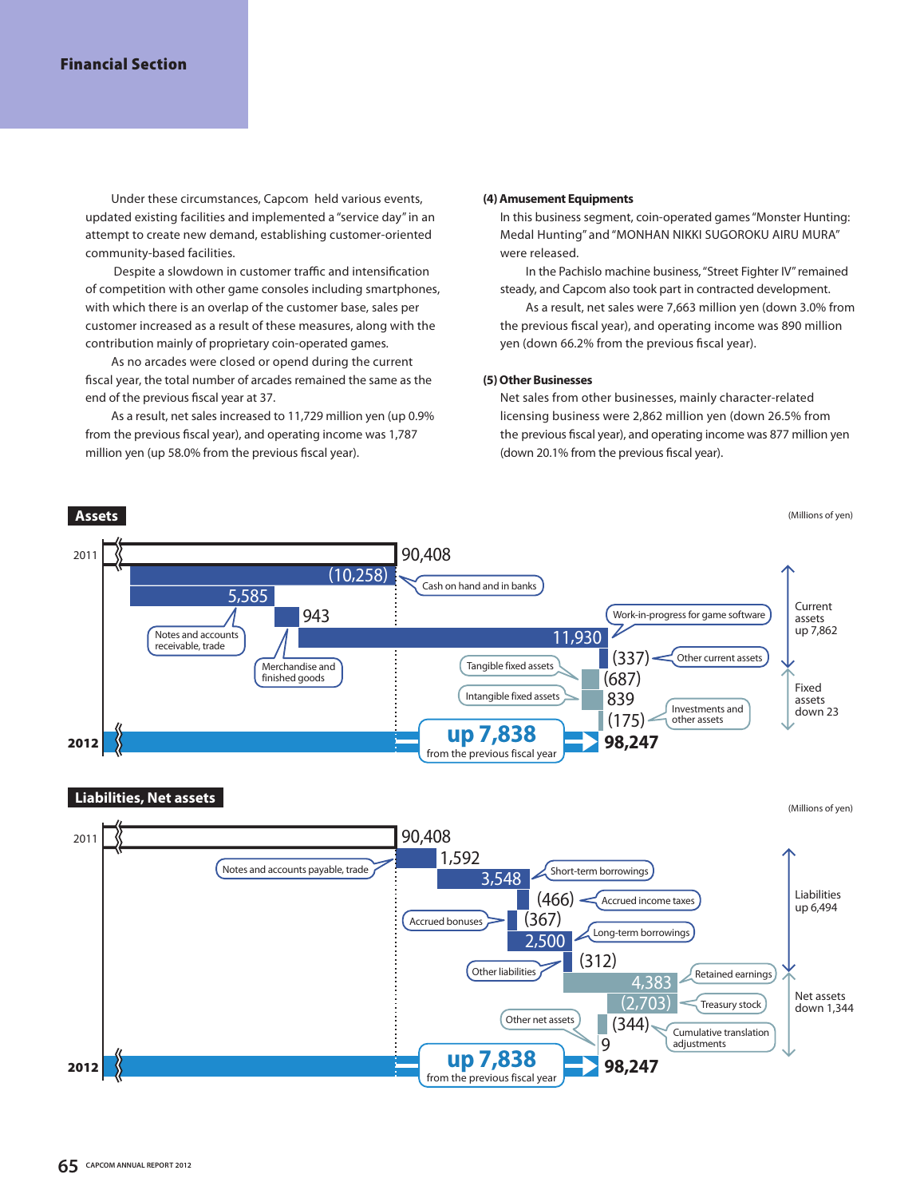Under these circumstances, Capcom held various events, updated existing facilities and implemented a "service day" in an attempt to create new demand, establishing customer-oriented community-based facilities.

Despite a slowdown in customer traffic and intensification of competition with other game consoles including smartphones, with which there is an overlap of the customer base, sales per customer increased as a result of these measures, along with the contribution mainly of proprietary coin-operated games.

As no arcades were closed or opend during the current fiscal year, the total number of arcades remained the same as the end of the previous fiscal year at 37.

As a result, net sales increased to 11,729 million yen (up 0.9% from the previous fiscal year), and operating income was 1,787 million yen (up 58.0% from the previous fiscal year).

**(4) Amusement Equipments**

In this business segment, coin-operated games "Monster Hunting: Medal Hunting" and "MONHAN NIKKI SUGOROKU AIRU MURA" were released.

In the Pachislo machine business, "Street Fighter IV" remained steady, and Capcom also took part in contracted development.

As a result, net sales were 7,663 million yen (down 3.0% from the previous fiscal year), and operating income was 890 million yen (down 66.2% from the previous fiscal year).

**(5) Other Businesses**

Net sales from other businesses, mainly character-related licensing business were 2,862 million yen (down 26.5% from the previous fiscal year), and operating income was 877 million yen (down 20.1% from the previous fiscal year).

## Assets

(Millions of yen)

| Item | Change |
|---|---|
| 2011 | 90,408 |
| Cash on hand and in banks | (10,258) |
| Notes and accounts receivable, trade | 5,585 |
| Merchandise and finished goods | 943 |
| Work-in-progress for game software | 11,930 |
| Other current assets | (337) |
| Tangible fixed assets | (687) |
| Intangible fixed assets | 839 |
| Investments and other assets | (175) |
| 2012 | 98,247 |

Current assets up 7,862
Fixed assets down 23

up 7,838 from the previous fiscal year

## Liabilities, Net assets

(Millions of yen)

| Item | Change |
|---|---|
| 2011 | 90,408 |
| Notes and accounts payable, trade | 1,592 |
| Short-term borrowings | 3,548 |
| Accrued income taxes | (466) |
| Accrued bonuses | (367) |
| Long-term borrowings | 2,500 |
| Other liabilities | (312) |
| Retained earnings | 4,383 |
| Treasury stock | (2,703) |
| Cumulative translation adjustments | (344) |
| Other net assets | 9 |
| 2012 | 98,247 |

Liabilities up 6,494
Net assets down 1,344

up 7,838 from the previous fiscal year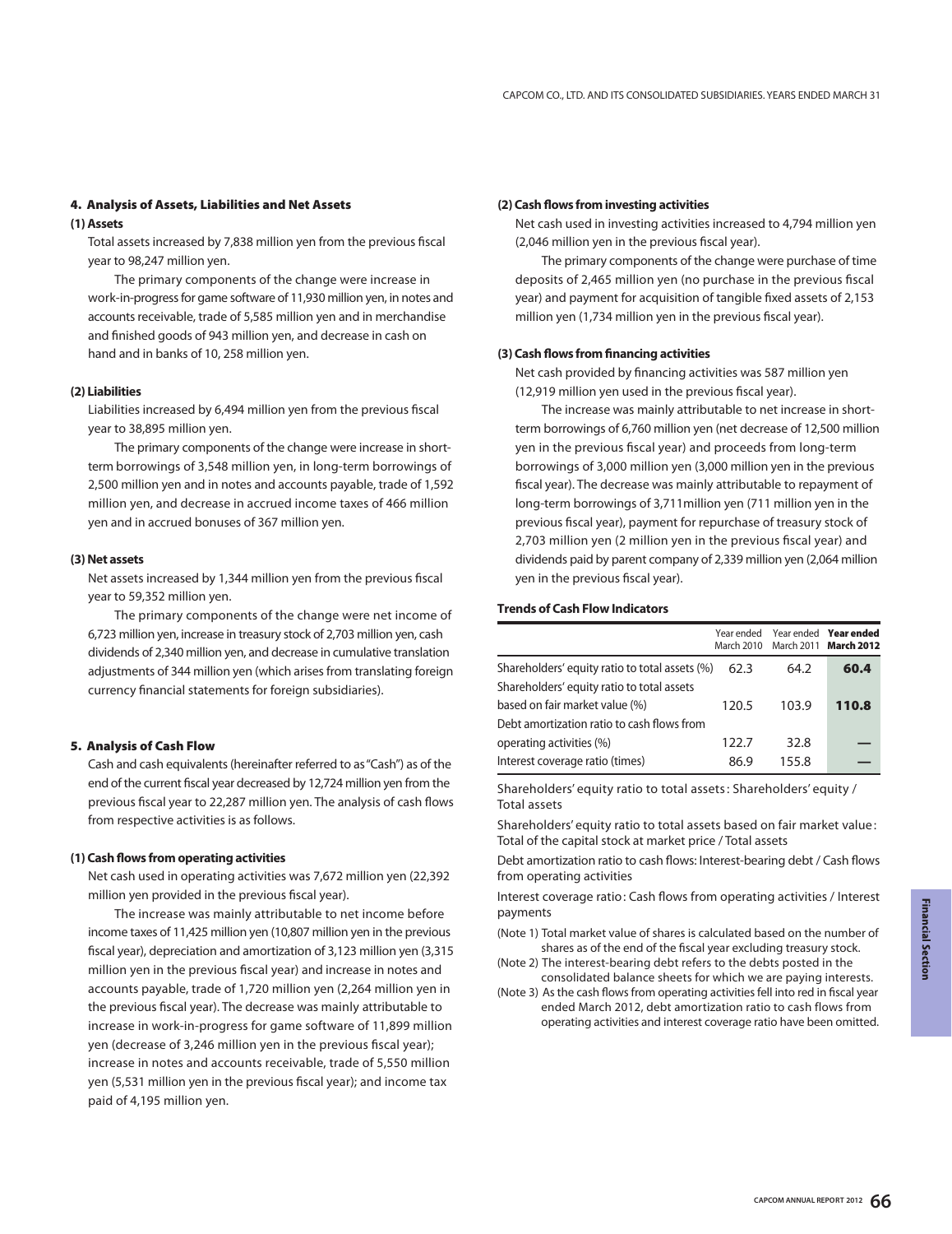## 4. Analysis of Assets, Liabilities and Net Assets

### (1) Assets

Total assets increased by 7,838 million yen from the previous fiscal year to 98,247 million yen.

The primary components of the change were increase in work-in-progress for game software of 11,930 million yen, in notes and accounts receivable, trade of 5,585 million yen and in merchandise and finished goods of 943 million yen, and decrease in cash on hand and in banks of 10, 258 million yen.

### (2) Liabilities

Liabilities increased by 6,494 million yen from the previous fiscal year to 38,895 million yen.

The primary components of the change were increase in short-term borrowings of 3,548 million yen, in long-term borrowings of 2,500 million yen and in notes and accounts payable, trade of 1,592 million yen, and decrease in accrued income taxes of 466 million yen and in accrued bonuses of 367 million yen.

### (3) Net assets

Net assets increased by 1,344 million yen from the previous fiscal year to 59,352 million yen.

The primary components of the change were net income of 6,723 million yen, increase in treasury stock of 2,703 million yen, cash dividends of 2,340 million yen, and decrease in cumulative translation adjustments of 344 million yen (which arises from translating foreign currency financial statements for foreign subsidiaries).

## 5. Analysis of Cash Flow

Cash and cash equivalents (hereinafter referred to as "Cash") as of the end of the current fiscal year decreased by 12,724 million yen from the previous fiscal year to 22,287 million yen. The analysis of cash flows from respective activities is as follows.

### (1) Cash flows from operating activities

Net cash used in operating activities was 7,672 million yen (22,392 million yen provided in the previous fiscal year).

The increase was mainly attributable to net income before income taxes of 11,425 million yen (10,807 million yen in the previous fiscal year), depreciation and amortization of 3,123 million yen (3,315 million yen in the previous fiscal year) and increase in notes and accounts payable, trade of 1,720 million yen (2,264 million yen in the previous fiscal year). The decrease was mainly attributable to increase in work-in-progress for game software of 11,899 million yen (decrease of 3,246 million yen in the previous fiscal year); increase in notes and accounts receivable, trade of 5,550 million yen (5,531 million yen in the previous fiscal year); and income tax paid of 4,195 million yen.

### (2) Cash flows from investing activities

Net cash used in investing activities increased to 4,794 million yen (2,046 million yen in the previous fiscal year).

The primary components of the change were purchase of time deposits of 2,465 million yen (no purchase in the previous fiscal year) and payment for acquisition of tangible fixed assets of 2,153 million yen (1,734 million yen in the previous fiscal year).

### (3) Cash flows from financing activities

Net cash provided by financing activities was 587 million yen (12,919 million yen used in the previous fiscal year).

The increase was mainly attributable to net increase in short-term borrowings of 6,760 million yen (net decrease of 12,500 million yen in the previous fiscal year) and proceeds from long-term borrowings of 3,000 million yen (3,000 million yen in the previous fiscal year). The decrease was mainly attributable to repayment of long-term borrowings of 3,711million yen (711 million yen in the previous fiscal year), payment for repurchase of treasury stock of 2,703 million yen (2 million yen in the previous fiscal year) and dividends paid by parent company of 2,339 million yen (2,064 million yen in the previous fiscal year).

### Trends of Cash Flow Indicators

| | Year ended March 2010 | Year ended March 2011 | **Year ended March 2012** |
|---|---|---|---|
| Shareholders' equity ratio to total assets (%) | 62.3 | 64.2 | **60.4** |
| Shareholders' equity ratio to total assets based on fair market value (%) | 120.5 | 103.9 | **110.8** |
| Debt amortization ratio to cash flows from operating activities (%) | 122.7 | 32.8 | — |
| Interest coverage ratio (times) | 86.9 | 155.8 | — |

Shareholders' equity ratio to total assets: Shareholders' equity / Total assets

Shareholders' equity ratio to total assets based on fair market value: Total of the capital stock at market price / Total assets

Debt amortization ratio to cash flows: Interest-bearing debt / Cash flows from operating activities

Interest coverage ratio: Cash flows from operating activities / Interest payments

(Note 1) Total market value of shares is calculated based on the number of shares as of the end of the fiscal year excluding treasury stock.

(Note 2) The interest-bearing debt refers to the debts posted in the consolidated balance sheets for which we are paying interests.

(Note 3) As the cash flows from operating activities fell into red in fiscal year ended March 2012, debt amortization ratio to cash flows from operating activities and interest coverage ratio have been omitted.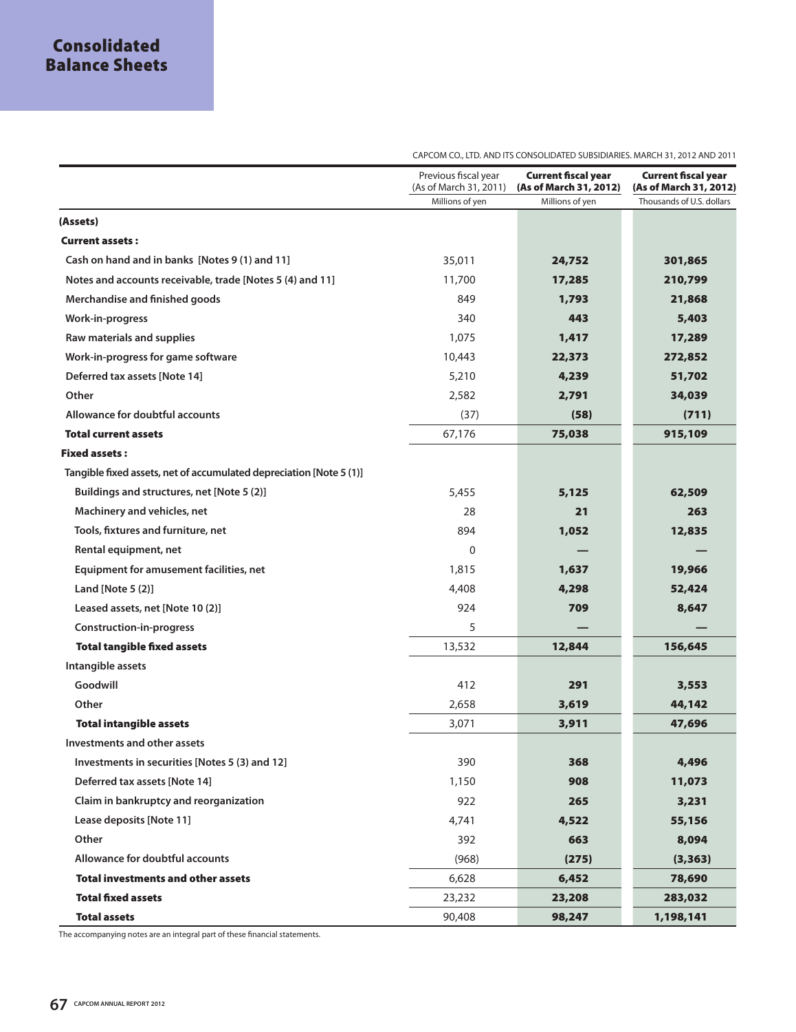# Consolidated Balance Sheets

CAPCOM CO., LTD. AND ITS CONSOLIDATED SUBSIDIARIES. MARCH 31, 2012 AND 2011

| | Previous fiscal year (As of March 31, 2011) | **Current fiscal year (As of March 31, 2012)** | **Current fiscal year (As of March 31, 2012)** |
|---|---|---|---|
| | Millions of yen | Millions of yen | Thousands of U.S. dollars |
| **(Assets)** | | | |
| **Current assets :** | | | |
| Cash on hand and in banks [Notes 9 (1) and 11] | 35,011 | **24,752** | **301,865** |
| Notes and accounts receivable, trade [Notes 5 (4) and 11] | 11,700 | **17,285** | **210,799** |
| Merchandise and finished goods | 849 | **1,793** | **21,868** |
| Work-in-progress | 340 | **443** | **5,403** |
| Raw materials and supplies | 1,075 | **1,417** | **17,289** |
| Work-in-progress for game software | 10,443 | **22,373** | **272,852** |
| Deferred tax assets [Note 14] | 5,210 | **4,239** | **51,702** |
| Other | 2,582 | **2,791** | **34,039** |
| Allowance for doubtful accounts | (37) | **(58)** | **(711)** |
| **Total current assets** | 67,176 | **75,038** | **915,109** |
| **Fixed assets :** | | | |
| Tangible fixed assets, net of accumulated depreciation [Note 5 (1)] | | | |
| Buildings and structures, net [Note 5 (2)] | 5,455 | **5,125** | **62,509** |
| Machinery and vehicles, net | 28 | **21** | **263** |
| Tools, fixtures and furniture, net | 894 | **1,052** | **12,835** |
| Rental equipment, net | 0 | **—** | **—** |
| Equipment for amusement facilities, net | 1,815 | **1,637** | **19,966** |
| Land [Note 5 (2)] | 4,408 | **4,298** | **52,424** |
| Leased assets, net [Note 10 (2)] | 924 | **709** | **8,647** |
| Construction-in-progress | 5 | **—** | **—** |
| **Total tangible fixed assets** | 13,532 | **12,844** | **156,645** |
| Intangible assets | | | |
| Goodwill | 412 | **291** | **3,553** |
| Other | 2,658 | **3,619** | **44,142** |
| **Total intangible assets** | 3,071 | **3,911** | **47,696** |
| Investments and other assets | | | |
| Investments in securities [Notes 5 (3) and 12] | 390 | **368** | **4,496** |
| Deferred tax assets [Note 14] | 1,150 | **908** | **11,073** |
| Claim in bankruptcy and reorganization | 922 | **265** | **3,231** |
| Lease deposits [Note 11] | 4,741 | **4,522** | **55,156** |
| Other | 392 | **663** | **8,094** |
| Allowance for doubtful accounts | (968) | **(275)** | **(3,363)** |
| **Total investments and other assets** | 6,628 | **6,452** | **78,690** |
| **Total fixed assets** | 23,232 | **23,208** | **283,032** |
| **Total assets** | 90,408 | **98,247** | **1,198,141** |

The accompanying notes are an integral part of these financial statements.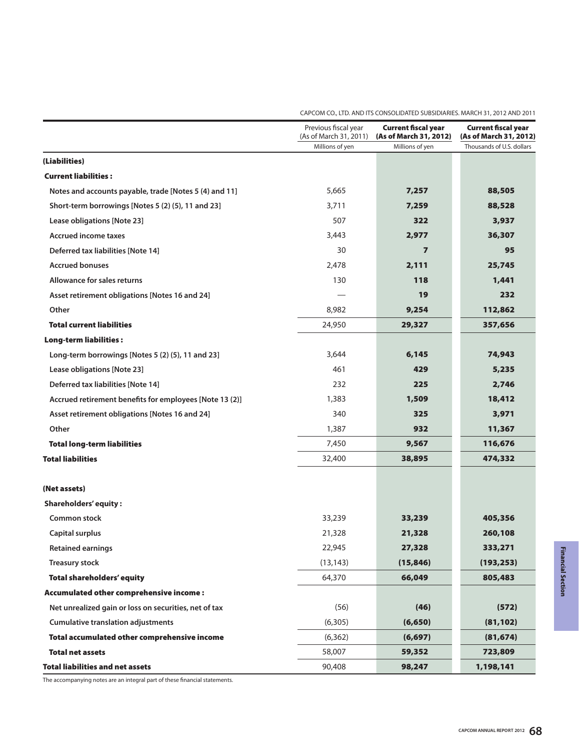CAPCOM CO., LTD. AND ITS CONSOLIDATED SUBSIDIARIES. MARCH 31, 2012 AND 2011

| | Previous fiscal year (As of March 31, 2011) | **Current fiscal year (As of March 31, 2012)** | **Current fiscal year (As of March 31, 2012)** |
|---|---|---|---|
| | Millions of yen | Millions of yen | Thousands of U.S. dollars |
| **(Liabilities)** | | | |
| **Current liabilities :** | | | |
| Notes and accounts payable, trade [Notes 5 (4) and 11] | 5,665 | **7,257** | **88,505** |
| Short-term borrowings [Notes 5 (2) (5), 11 and 23] | 3,711 | **7,259** | **88,528** |
| Lease obligations [Note 23] | 507 | **322** | **3,937** |
| Accrued income taxes | 3,443 | **2,977** | **36,307** |
| Deferred tax liabilities [Note 14] | 30 | **7** | **95** |
| Accrued bonuses | 2,478 | **2,111** | **25,745** |
| Allowance for sales returns | 130 | **118** | **1,441** |
| Asset retirement obligations [Notes 16 and 24] | — | **19** | **232** |
| Other | 8,982 | **9,254** | **112,862** |
| **Total current liabilities** | 24,950 | **29,327** | **357,656** |
| **Long-term liabilities :** | | | |
| Long-term borrowings [Notes 5 (2) (5), 11 and 23] | 3,644 | **6,145** | **74,943** |
| Lease obligations [Note 23] | 461 | **429** | **5,235** |
| Deferred tax liabilities [Note 14] | 232 | **225** | **2,746** |
| Accrued retirement benefits for employees [Note 13 (2)] | 1,383 | **1,509** | **18,412** |
| Asset retirement obligations [Notes 16 and 24] | 340 | **325** | **3,971** |
| Other | 1,387 | **932** | **11,367** |
| **Total long-term liabilities** | 7,450 | **9,567** | **116,676** |
| **Total liabilities** | 32,400 | **38,895** | **474,332** |
| **(Net assets)** | | | |
| **Shareholders' equity :** | | | |
| Common stock | 33,239 | **33,239** | **405,356** |
| Capital surplus | 21,328 | **21,328** | **260,108** |
| Retained earnings | 22,945 | **27,328** | **333,271** |
| Treasury stock | (13,143) | **(15,846)** | **(193,253)** |
| **Total shareholders' equity** | 64,370 | **66,049** | **805,483** |
| **Accumulated other comprehensive income :** | | | |
| Net unrealized gain or loss on securities, net of tax | (56) | **(46)** | **(572)** |
| Cumulative translation adjustments | (6,305) | **(6,650)** | **(81,102)** |
| **Total accumulated other comprehensive income** | (6,362) | **(6,697)** | **(81,674)** |
| **Total net assets** | 58,007 | **59,352** | **723,809** |
| **Total liabilities and net assets** | 90,408 | **98,247** | **1,198,141** |

The accompanying notes are an integral part of these financial statements.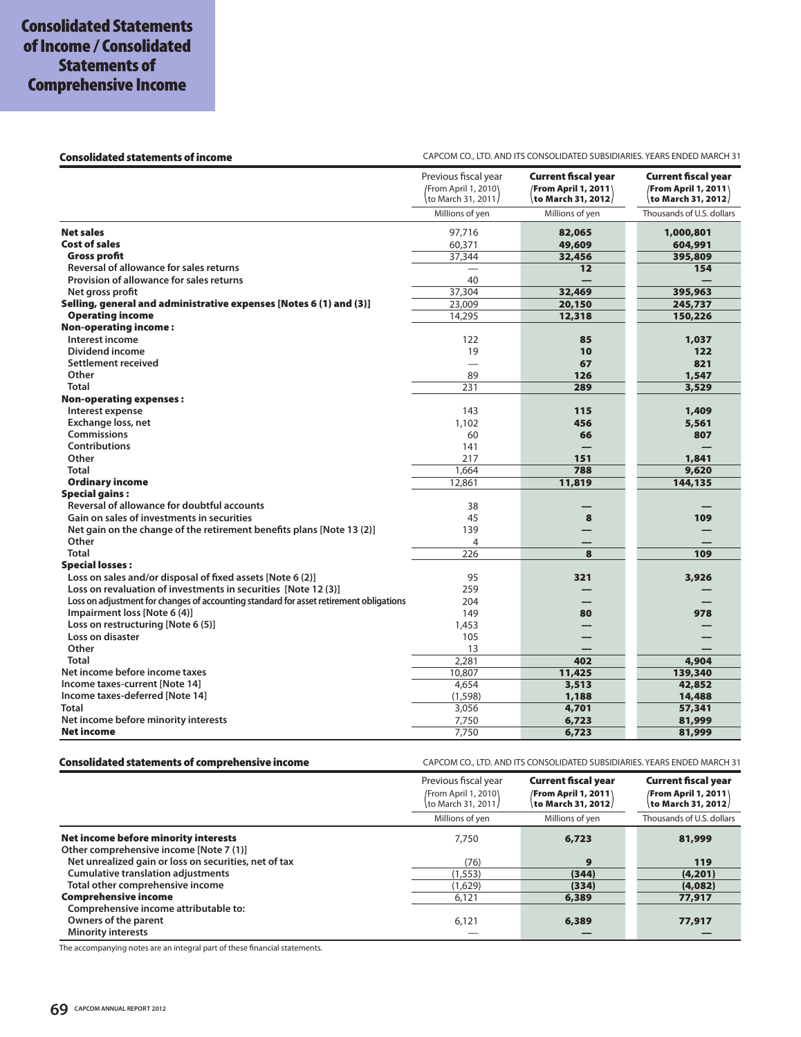# Consolidated Statements of Income / Consolidated Statements of Comprehensive Income

## Consolidated statements of income

CAPCOM CO., LTD. AND ITS CONSOLIDATED SUBSIDIARIES. YEARS ENDED MARCH 31

| | Previous fiscal year (From April 1, 2010 to March 31, 2011) | **Current fiscal year (From April 1, 2011 to March 31, 2012)** | **Current fiscal year (From April 1, 2011 to March 31, 2012)** |
|---|---|---|---|
| | Millions of yen | Millions of yen | Thousands of U.S. dollars |
| **Net sales** | 97,716 | **82,065** | **1,000,801** |
| **Cost of sales** | 60,371 | **49,609** | **604,991** |
| **Gross profit** | 37,344 | **32,456** | **395,809** |
| Reversal of allowance for sales returns | — | **12** | **154** |
| Provision of allowance for sales returns | 40 | **—** | **—** |
| Net gross profit | 37,304 | **32,469** | **395,963** |
| **Selling, general and administrative expenses [Notes 6 (1) and (3)]** | 23,009 | **20,150** | **245,737** |
| **Operating income** | 14,295 | **12,318** | **150,226** |
| **Non-operating income :** | | | |
| Interest income | 122 | **85** | **1,037** |
| Dividend income | 19 | **10** | **122** |
| Settlement received | — | **67** | **821** |
| Other | 89 | **126** | **1,547** |
| Total | 231 | **289** | **3,529** |
| **Non-operating expenses :** | | | |
| Interest expense | 143 | **115** | **1,409** |
| Exchange loss, net | 1,102 | **456** | **5,561** |
| Commissions | 60 | **66** | **807** |
| Contributions | 141 | **—** | **—** |
| Other | 217 | **151** | **1,841** |
| Total | 1,664 | **788** | **9,620** |
| **Ordinary income** | 12,861 | **11,819** | **144,135** |
| **Special gains :** | | | |
| Reversal of allowance for doubtful accounts | 38 | **—** | **—** |
| Gain on sales of investments in securities | 45 | **8** | **109** |
| Net gain on the change of the retirement benefits plans [Note 13 (2)] | 139 | **—** | **—** |
| Other | 4 | **—** | **—** |
| Total | 226 | **8** | **109** |
| **Special losses :** | | | |
| Loss on sales and/or disposal of fixed assets [Note 6 (2)] | 95 | **321** | **3,926** |
| Loss on revaluation of investments in securities [Note 12 (3)] | 259 | **—** | **—** |
| Loss on adjustment for changes of accounting standard for asset retirement obligations | 204 | **—** | **—** |
| Impairment loss [Note 6 (4)] | 149 | **80** | **978** |
| Loss on restructuring [Note 6 (5)] | 1,453 | **—** | **—** |
| Loss on disaster | 105 | **—** | **—** |
| Other | 13 | **—** | **—** |
| Total | 2,281 | **402** | **4,904** |
| Net income before income taxes | 10,807 | **11,425** | **139,340** |
| Income taxes-current [Note 14] | 4,654 | **3,513** | **42,852** |
| Income taxes-deferred [Note 14] | (1,598) | **1,188** | **14,488** |
| Total | 3,056 | **4,701** | **57,341** |
| Net income before minority interests | 7,750 | **6,723** | **81,999** |
| **Net income** | 7,750 | **6,723** | **81,999** |

## Consolidated statements of comprehensive income

CAPCOM CO., LTD. AND ITS CONSOLIDATED SUBSIDIARIES. YEARS ENDED MARCH 31

| | Previous fiscal year (From April 1, 2010 to March 31, 2011) | **Current fiscal year (From April 1, 2011 to March 31, 2012)** | **Current fiscal year (From April 1, 2011 to March 31, 2012)** |
|---|---|---|---|
| | Millions of yen | Millions of yen | Thousands of U.S. dollars |
| **Net income before minority interests** | 7,750 | **6,723** | **81,999** |
| Other comprehensive income [Note 7 (1)] | | | |
| Net unrealized gain or loss on securities, net of tax | (76) | **9** | **119** |
| Cumulative translation adjustments | (1,553) | **(344)** | **(4,201)** |
| Total other comprehensive income | (1,629) | **(334)** | **(4,082)** |
| **Comprehensive income** | 6,121 | **6,389** | **77,917** |
| Comprehensive income attributable to: | | | |
| Owners of the parent | 6,121 | **6,389** | **77,917** |
| Minority interests | — | **—** | **—** |

The accompanying notes are an integral part of these financial statements.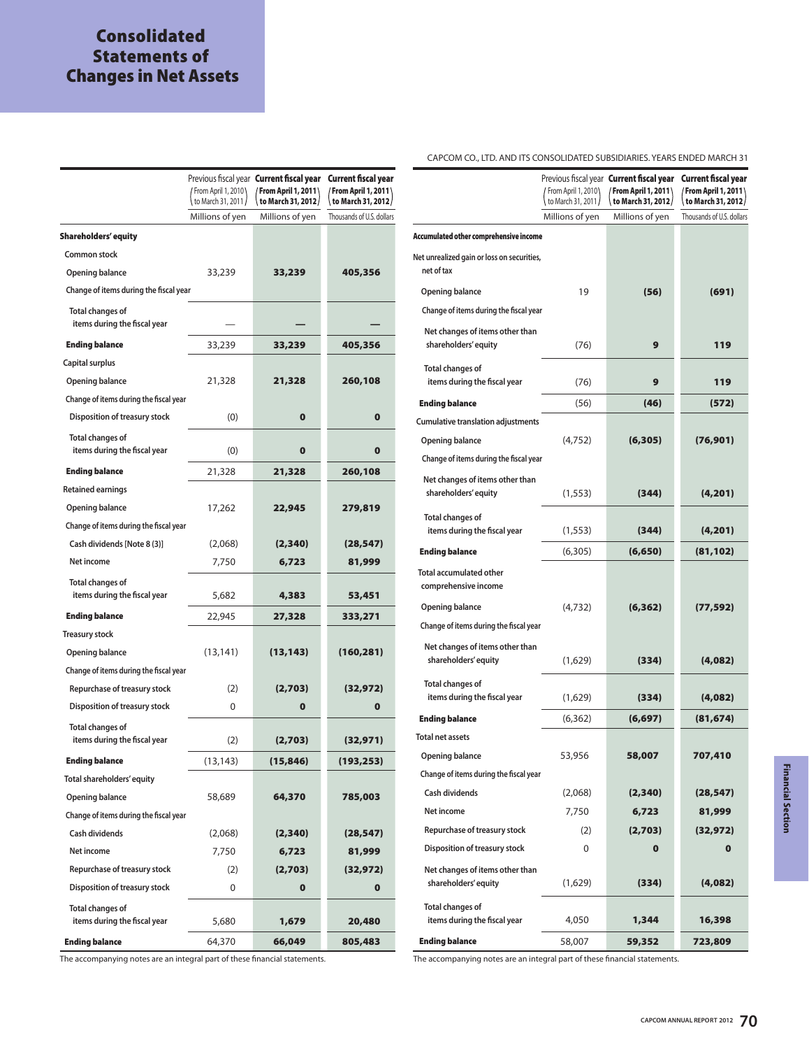# Consolidated Statements of Changes in Net Assets

CAPCOM CO., LTD. AND ITS CONSOLIDATED SUBSIDIARIES. YEARS ENDED MARCH 31

| | Previous fiscal year (From April 1, 2010 to March 31, 2011) | Current fiscal year (From April 1, 2011 to March 31, 2012) | Current fiscal year (From April 1, 2011 to March 31, 2012) |
|---|---|---|---|
| | Millions of yen | Millions of yen | Thousands of U.S. dollars |
| **Shareholders' equity** | | | |
| Common stock | | | |
| Opening balance | 33,239 | **33,239** | **405,356** |
| Change of items during the fiscal year | | | |
| Total changes of items during the fiscal year | — | **—** | **—** |
| **Ending balance** | 33,239 | **33,239** | **405,356** |
| Capital surplus | | | |
| Opening balance | 21,328 | **21,328** | **260,108** |
| Change of items during the fiscal year | | | |
| Disposition of treasury stock | (0) | **0** | **0** |
| Total changes of items during the fiscal year | (0) | **0** | **0** |
| **Ending balance** | 21,328 | **21,328** | **260,108** |
| Retained earnings | | | |
| Opening balance | 17,262 | **22,945** | **279,819** |
| Change of items during the fiscal year | | | |
| Cash dividends [Note 8 (3)] | (2,068) | **(2,340)** | **(28,547)** |
| Net income | 7,750 | **6,723** | **81,999** |
| Total changes of items during the fiscal year | 5,682 | **4,383** | **53,451** |
| **Ending balance** | 22,945 | **27,328** | **333,271** |
| Treasury stock | | | |
| Opening balance | (13,141) | **(13,143)** | **(160,281)** |
| Change of items during the fiscal year | | | |
| Repurchase of treasury stock | (2) | **(2,703)** | **(32,972)** |
| Disposition of treasury stock | 0 | **0** | **0** |
| Total changes of items during the fiscal year | (2) | **(2,703)** | **(32,971)** |
| **Ending balance** | (13,143) | **(15,846)** | **(193,253)** |
| Total shareholders' equity | | | |
| Opening balance | 58,689 | **64,370** | **785,003** |
| Change of items during the fiscal year | | | |
| Cash dividends | (2,068) | **(2,340)** | **(28,547)** |
| Net income | 7,750 | **6,723** | **81,999** |
| Repurchase of treasury stock | (2) | **(2,703)** | **(32,972)** |
| Disposition of treasury stock | 0 | **0** | **0** |
| Total changes of items during the fiscal year | 5,680 | **1,679** | **20,480** |
| **Ending balance** | 64,370 | **66,049** | **805,483** |
| **Accumulated other comprehensive income** | | | |
| Net unrealized gain or loss on securities, net of tax | | | |
| Opening balance | 19 | **(56)** | **(691)** |
| Change of items during the fiscal year | | | |
| Net changes of items other than shareholders' equity | (76) | **9** | **119** |
| Total changes of items during the fiscal year | (76) | **9** | **119** |
| **Ending balance** | (56) | **(46)** | **(572)** |
| Cumulative translation adjustments | | | |
| Opening balance | (4,752) | **(6,305)** | **(76,901)** |
| Change of items during the fiscal year | | | |
| Net changes of items other than shareholders' equity | (1,553) | **(344)** | **(4,201)** |
| Total changes of items during the fiscal year | (1,553) | **(344)** | **(4,201)** |
| **Ending balance** | (6,305) | **(6,650)** | **(81,102)** |
| Total accumulated other comprehensive income | | | |
| Opening balance | (4,732) | **(6,362)** | **(77,592)** |
| Change of items during the fiscal year | | | |
| Net changes of items other than shareholders' equity | (1,629) | **(334)** | **(4,082)** |
| Total changes of items during the fiscal year | (1,629) | **(334)** | **(4,082)** |
| **Ending balance** | (6,362) | **(6,697)** | **(81,674)** |
| Total net assets | | | |
| Opening balance | 53,956 | **58,007** | **707,410** |
| Change of items during the fiscal year | | | |
| Cash dividends | (2,068) | **(2,340)** | **(28,547)** |
| Net income | 7,750 | **6,723** | **81,999** |
| Repurchase of treasury stock | (2) | **(2,703)** | **(32,972)** |
| Disposition of treasury stock | 0 | **0** | **0** |
| Net changes of items other than shareholders' equity | (1,629) | **(334)** | **(4,082)** |
| Total changes of items during the fiscal year | 4,050 | **1,344** | **16,398** |
| **Ending balance** | 58,007 | **59,352** | **723,809** |

The accompanying notes are an integral part of these financial statements.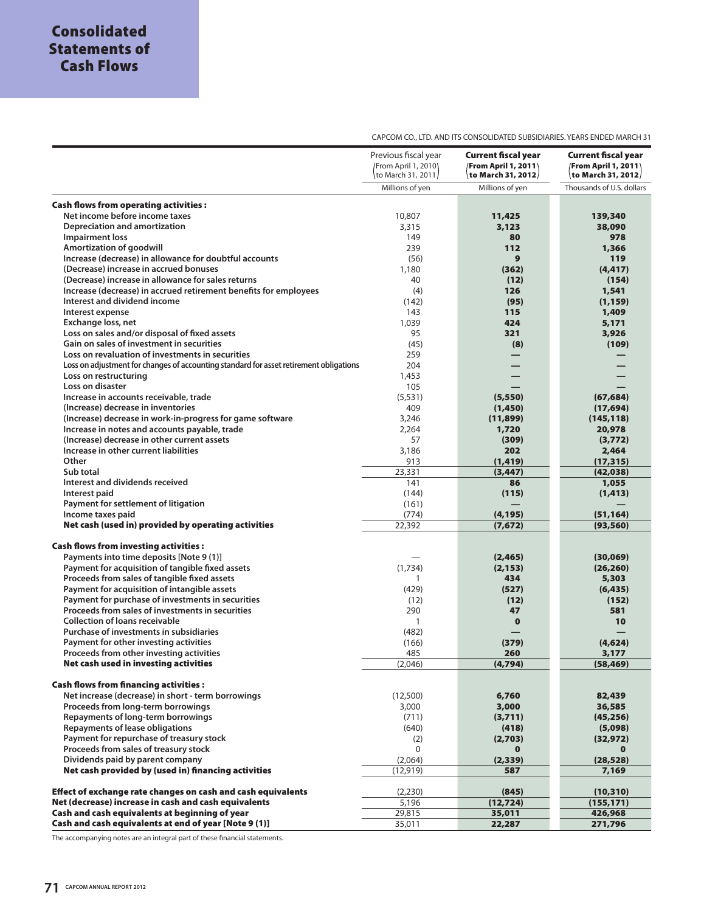# Consolidated Statements of Cash Flows

CAPCOM CO., LTD. AND ITS CONSOLIDATED SUBSIDIARIES. YEARS ENDED MARCH 31

| | Previous fiscal year (From April 1, 2010 to March 31, 2011) | **Current fiscal year (From April 1, 2011 to March 31, 2012)** | **Current fiscal year (From April 1, 2011 to March 31, 2012)** |
|---|---|---|---|
| | Millions of yen | Millions of yen | Thousands of U.S. dollars |
| **Cash flows from operating activities :** | | | |
| Net income before income taxes | 10,807 | **11,425** | **139,340** |
| Depreciation and amortization | 3,315 | **3,123** | **38,090** |
| Impairment loss | 149 | **80** | **978** |
| Amortization of goodwill | 239 | **112** | **1,366** |
| Increase (decrease) in allowance for doubtful accounts | (56) | **9** | **119** |
| (Decrease) increase in accrued bonuses | 1,180 | **(362)** | **(4,417)** |
| (Decrease) increase in allowance for sales returns | 40 | **(12)** | **(154)** |
| Increase (decrease) in accrued retirement benefits for employees | (4) | **126** | **1,541** |
| Interest and dividend income | (142) | **(95)** | **(1,159)** |
| Interest expense | 143 | **115** | **1,409** |
| Exchange loss, net | 1,039 | **424** | **5,171** |
| Loss on sales and/or disposal of fixed assets | 95 | **321** | **3,926** |
| Gain on sales of investment in securities | (45) | **(8)** | **(109)** |
| Loss on revaluation of investments in securities | 259 | **—** | **—** |
| Loss on adjustment for changes of accounting standard for asset retirement obligations | 204 | **—** | **—** |
| Loss on restructuring | 1,453 | **—** | **—** |
| Loss on disaster | 105 | **—** | **—** |
| Increase in accounts receivable, trade | (5,531) | **(5,550)** | **(67,684)** |
| (Increase) decrease in inventories | 409 | **(1,450)** | **(17,694)** |
| (Increase) decrease in work-in-progress for game software | 3,246 | **(11,899)** | **(145,118)** |
| Increase in notes and accounts payable, trade | 2,264 | **1,720** | **20,978** |
| (Increase) decrease in other current assets | 57 | **(309)** | **(3,772)** |
| Increase in other current liabilities | 3,186 | **202** | **2,464** |
| Other | 913 | **(1,419)** | **(17,315)** |
| Sub total | 23,331 | **(3,447)** | **(42,038)** |
| Interest and dividends received | 141 | **86** | **1,055** |
| Interest paid | (144) | **(115)** | **(1,413)** |
| Payment for settlement of litigation | (161) | **—** | **—** |
| Income taxes paid | (774) | **(4,195)** | **(51,164)** |
| **Net cash (used in) provided by operating activities** | 22,392 | **(7,672)** | **(93,560)** |
| **Cash flows from investing activities :** | | | |
| Payments into time deposits [Note 9 (1)] | — | **(2,465)** | **(30,069)** |
| Payment for acquisition of tangible fixed assets | (1,734) | **(2,153)** | **(26,260)** |
| Proceeds from sales of tangible fixed assets | 1 | **434** | **5,303** |
| Payment for acquisition of intangible assets | (429) | **(527)** | **(6,435)** |
| Payment for purchase of investments in securities | (12) | **(12)** | **(152)** |
| Proceeds from sales of investments in securities | 290 | **47** | **581** |
| Collection of loans receivable | 1 | **0** | **10** |
| Purchase of investments in subsidiaries | (482) | **—** | **—** |
| Payment for other investing activities | (166) | **(379)** | **(4,624)** |
| Proceeds from other investing activities | 485 | **260** | **3,177** |
| **Net cash used in investing activities** | (2,046) | **(4,794)** | **(58,469)** |
| **Cash flows from financing activities :** | | | |
| Net increase (decrease) in short - term borrowings | (12,500) | **6,760** | **82,439** |
| Proceeds from long-term borrowings | 3,000 | **3,000** | **36,585** |
| Repayments of long-term borrowings | (711) | **(3,711)** | **(45,256)** |
| Repayments of lease obligations | (640) | **(418)** | **(5,098)** |
| Payment for repurchase of treasury stock | (2) | **(2,703)** | **(32,972)** |
| Proceeds from sales of treasury stock | 0 | **0** | **0** |
| Dividends paid by parent company | (2,064) | **(2,339)** | **(28,528)** |
| **Net cash provided by (used in) financing activities** | (12,919) | **587** | **7,169** |
| **Effect of exchange rate changes on cash and cash equivalents** | (2,230) | **(845)** | **(10,310)** |
| **Net (decrease) increase in cash and cash equivalents** | 5,196 | **(12,724)** | **(155,171)** |
| **Cash and cash equivalents at beginning of year** | 29,815 | **35,011** | **426,968** |
| **Cash and cash equivalents at end of year [Note 9 (1)]** | 35,011 | **22,287** | **271,796** |

The accompanying notes are an integral part of these financial statements.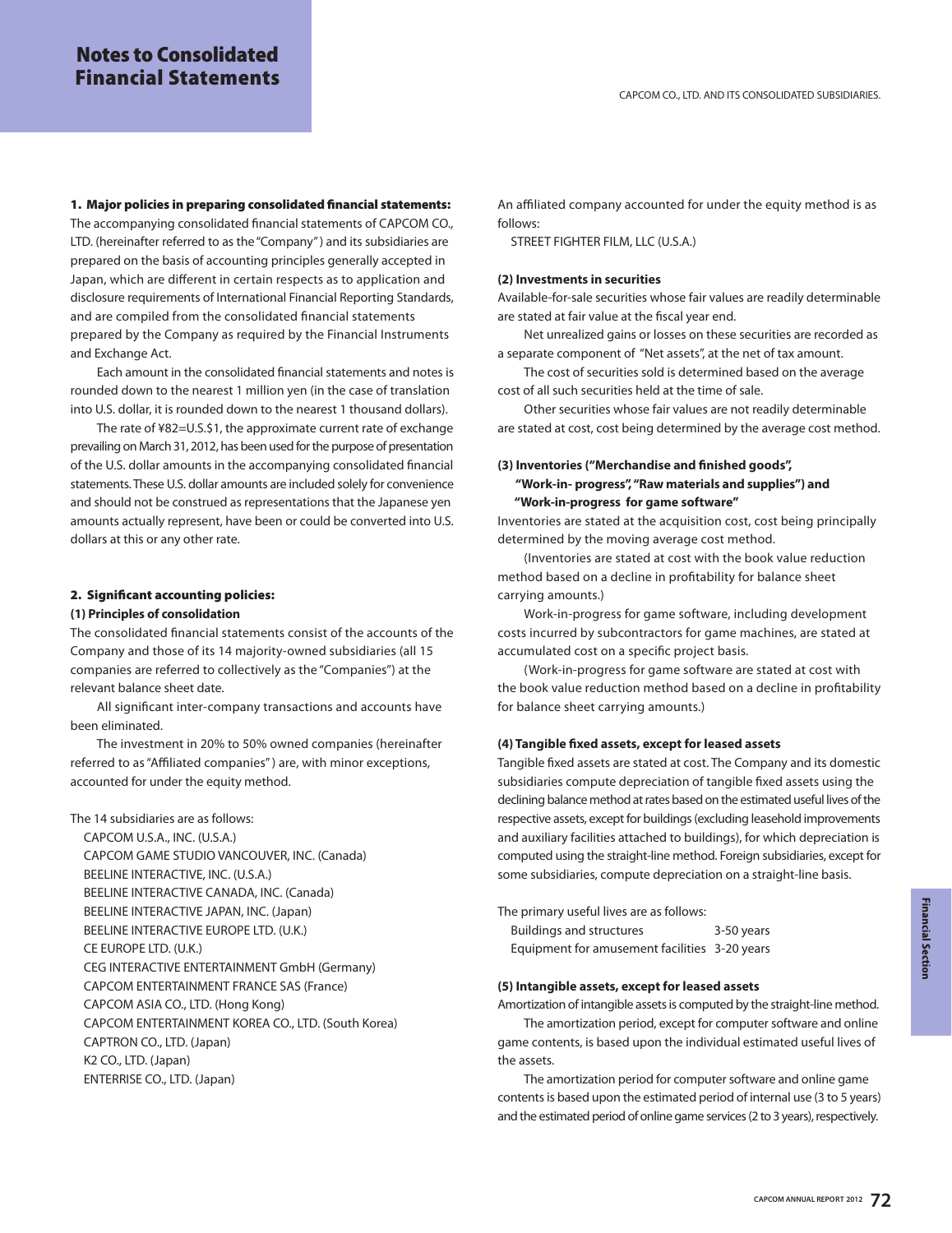# Notes to Consolidated Financial Statements

## 1. Major policies in preparing consolidated financial statements:

The accompanying consolidated financial statements of CAPCOM CO., LTD. (hereinafter referred to as the "Company") and its subsidiaries are prepared on the basis of accounting principles generally accepted in Japan, which are different in certain respects as to application and disclosure requirements of International Financial Reporting Standards, and are compiled from the consolidated financial statements prepared by the Company as required by the Financial Instruments and Exchange Act.

Each amount in the consolidated financial statements and notes is rounded down to the nearest 1 million yen (in the case of translation into U.S. dollar, it is rounded down to the nearest 1 thousand dollars).

The rate of ¥82=U.S.$1, the approximate current rate of exchange prevailing on March 31, 2012, has been used for the purpose of presentation of the U.S. dollar amounts in the accompanying consolidated financial statements. These U.S. dollar amounts are included solely for convenience and should not be construed as representations that the Japanese yen amounts actually represent, have been or could be converted into U.S. dollars at this or any other rate.

## 2. Significant accounting policies:

### (1) Principles of consolidation

The consolidated financial statements consist of the accounts of the Company and those of its 14 majority-owned subsidiaries (all 15 companies are referred to collectively as the "Companies") at the relevant balance sheet date.

All significant inter-company transactions and accounts have been eliminated.

The investment in 20% to 50% owned companies (hereinafter referred to as "Affiliated companies") are, with minor exceptions, accounted for under the equity method.

The 14 subsidiaries are as follows:

CAPCOM U.S.A., INC. (U.S.A.)
CAPCOM GAME STUDIO VANCOUVER, INC. (Canada)
BEELINE INTERACTIVE, INC. (U.S.A.)
BEELINE INTERACTIVE CANADA, INC. (Canada)
BEELINE INTERACTIVE JAPAN, INC. (Japan)
BEELINE INTERACTIVE EUROPE LTD. (U.K.)
CE EUROPE LTD. (U.K.)
CEG INTERACTIVE ENTERTAINMENT GmbH (Germany)
CAPCOM ENTERTAINMENT FRANCE SAS (France)
CAPCOM ASIA CO., LTD. (Hong Kong)
CAPCOM ENTERTAINMENT KOREA CO., LTD. (South Korea)
CAPTRON CO., LTD. (Japan)
K2 CO., LTD. (Japan)
ENTERRISE CO., LTD. (Japan)

An affiliated company accounted for under the equity method is as follows:

STREET FIGHTER FILM, LLC (U.S.A.)

### (2) Investments in securities

Available-for-sale securities whose fair values are readily determinable are stated at fair value at the fiscal year end.

Net unrealized gains or losses on these securities are recorded as a separate component of "Net assets", at the net of tax amount.

The cost of securities sold is determined based on the average cost of all such securities held at the time of sale.

Other securities whose fair values are not readily determinable are stated at cost, cost being determined by the average cost method.

### (3) Inventories ("Merchandise and finished goods", "Work-in- progress", "Raw materials and supplies") and "Work-in-progress for game software"

Inventories are stated at the acquisition cost, cost being principally determined by the moving average cost method.

(Inventories are stated at cost with the book value reduction method based on a decline in profitability for balance sheet carrying amounts.)

Work-in-progress for game software, including development costs incurred by subcontractors for game machines, are stated at accumulated cost on a specific project basis.

(Work-in-progress for game software are stated at cost with the book value reduction method based on a decline in profitability for balance sheet carrying amounts.)

### (4) Tangible fixed assets, except for leased assets

Tangible fixed assets are stated at cost. The Company and its domestic subsidiaries compute depreciation of tangible fixed assets using the declining balance method at rates based on the estimated useful lives of the respective assets, except for buildings (excluding leasehold improvements and auxiliary facilities attached to buildings), for which depreciation is computed using the straight-line method. Foreign subsidiaries, except for some subsidiaries, compute depreciation on a straight-line basis.

The primary useful lives are as follows:

| | |
|---|---|
| Buildings and structures | 3-50 years |
| Equipment for amusement facilities | 3-20 years |

### (5) Intangible assets, except for leased assets

Amortization of intangible assets is computed by the straight-line method.

The amortization period, except for computer software and online game contents, is based upon the individual estimated useful lives of the assets.

The amortization period for computer software and online game contents is based upon the estimated period of internal use (3 to 5 years) and the estimated period of online game services (2 to 3 years), respectively.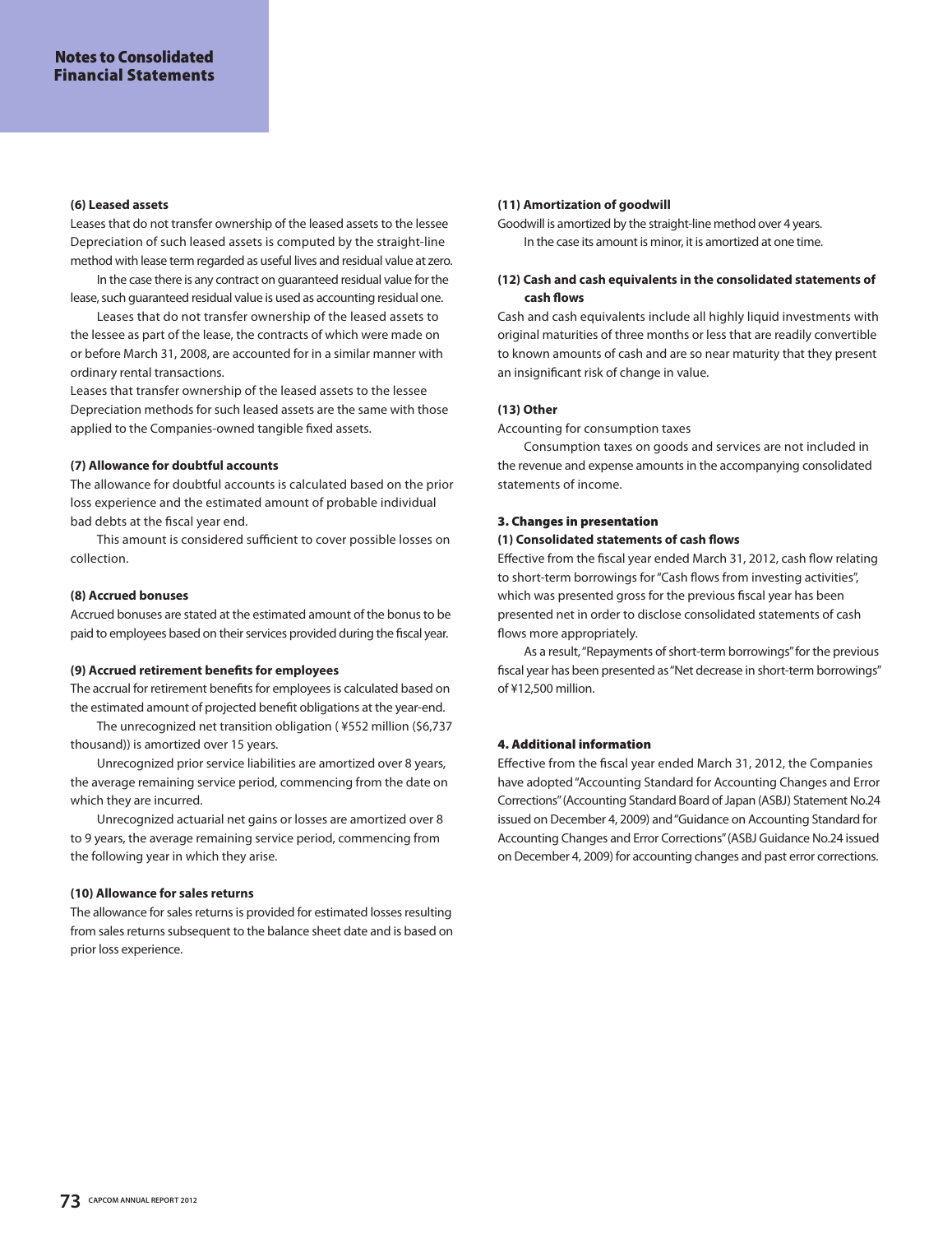# Notes to Consolidated Financial Statements

#### (6) Leased assets

Leases that do not transfer ownership of the leased assets to the lessee
Depreciation of such leased assets is computed by the straight-line method with lease term regarded as useful lives and residual value at zero.

In the case there is any contract on guaranteed residual value for the lease, such guaranteed residual value is used as accounting residual one.

Leases that do not transfer ownership of the leased assets to the lessee as part of the lease, the contracts of which were made on or before March 31, 2008, are accounted for in a similar manner with ordinary rental transactions.

Leases that transfer ownership of the leased assets to the lessee
Depreciation methods for such leased assets are the same with those applied to the Companies-owned tangible fixed assets.

#### (7) Allowance for doubtful accounts

The allowance for doubtful accounts is calculated based on the prior loss experience and the estimated amount of probable individual bad debts at the fiscal year end.

This amount is considered sufficient to cover possible losses on collection.

#### (8) Accrued bonuses

Accrued bonuses are stated at the estimated amount of the bonus to be paid to employees based on their services provided during the fiscal year.

#### (9) Accrued retirement benefits for employees

The accrual for retirement benefits for employees is calculated based on the estimated amount of projected benefit obligations at the year-end.

The unrecognized net transition obligation ( ¥552 million ($6,737 thousand)) is amortized over 15 years.

Unrecognized prior service liabilities are amortized over 8 years, the average remaining service period, commencing from the date on which they are incurred.

Unrecognized actuarial net gains or losses are amortized over 8 to 9 years, the average remaining service period, commencing from the following year in which they arise.

#### (10) Allowance for sales returns

The allowance for sales returns is provided for estimated losses resulting from sales returns subsequent to the balance sheet date and is based on prior loss experience.

#### (11) Amortization of goodwill

Goodwill is amortized by the straight-line method over 4 years.

In the case its amount is minor, it is amortized at one time.

#### (12) Cash and cash equivalents in the consolidated statements of cash flows

Cash and cash equivalents include all highly liquid investments with original maturities of three months or less that are readily convertible to known amounts of cash and are so near maturity that they present an insignificant risk of change in value.

#### (13) Other

Accounting for consumption taxes

Consumption taxes on goods and services are not included in the revenue and expense amounts in the accompanying consolidated statements of income.

### 3. Changes in presentation

#### (1) Consolidated statements of cash flows

Effective from the fiscal year ended March 31, 2012, cash flow relating to short-term borrowings for "Cash flows from investing activities", which was presented gross for the previous fiscal year has been presented net in order to disclose consolidated statements of cash flows more appropriately.

As a result, "Repayments of short-term borrowings" for the previous fiscal year has been presented as "Net decrease in short-term borrowings" of ¥12,500 million.

### 4. Additional information

Effective from the fiscal year ended March 31, 2012, the Companies have adopted "Accounting Standard for Accounting Changes and Error Corrections" (Accounting Standard Board of Japan (ASBJ) Statement No.24 issued on December 4, 2009) and "Guidance on Accounting Standard for Accounting Changes and Error Corrections" (ASBJ Guidance No.24 issued on December 4, 2009) for accounting changes and past error corrections.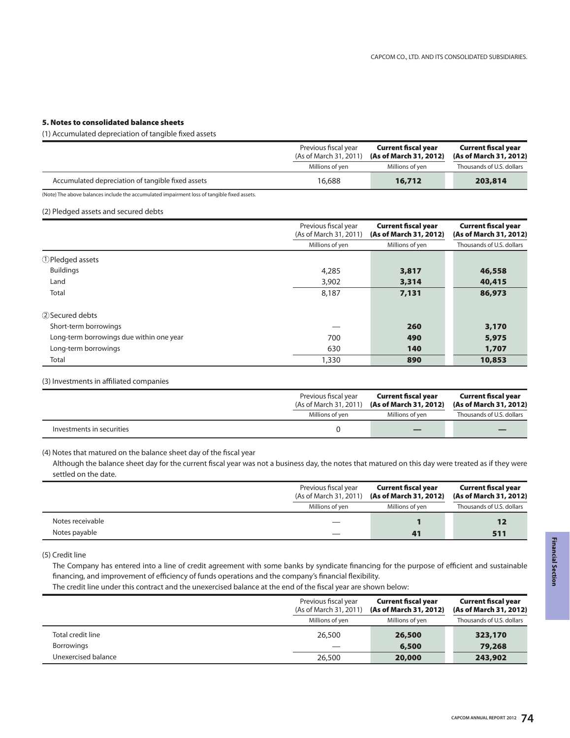### 5. Notes to consolidated balance sheets

(1) Accumulated depreciation of tangible fixed assets

| | Previous fiscal year (As of March 31, 2011) | **Current fiscal year (As of March 31, 2012)** | **Current fiscal year (As of March 31, 2012)** |
|---|---|---|---|
| | Millions of yen | Millions of yen | Thousands of U.S. dollars |
| Accumulated depreciation of tangible fixed assets | 16,688 | **16,712** | **203,814** |

(Note) The above balances include the accumulated impairment loss of tangible fixed assets.

(2) Pledged assets and secured debts

| | Previous fiscal year (As of March 31, 2011) | **Current fiscal year (As of March 31, 2012)** | **Current fiscal year (As of March 31, 2012)** |
|---|---|---|---|
| | Millions of yen | Millions of yen | Thousands of U.S. dollars |
| ①Pledged assets | | | |
| Buildings | 4,285 | **3,817** | **46,558** |
| Land | 3,902 | **3,314** | **40,415** |
| Total | 8,187 | **7,131** | **86,973** |
| ②Secured debts | | | |
| Short-term borrowings | — | **260** | **3,170** |
| Long-term borrowings due within one year | 700 | **490** | **5,975** |
| Long-term borrowings | 630 | **140** | **1,707** |
| Total | 1,330 | **890** | **10,853** |

(3) Investments in affiliated companies

| | Previous fiscal year (As of March 31, 2011) | **Current fiscal year (As of March 31, 2012)** | **Current fiscal year (As of March 31, 2012)** |
|---|---|---|---|
| | Millions of yen | Millions of yen | Thousands of U.S. dollars |
| Investments in securities | 0 | **—** | **—** |

(4) Notes that matured on the balance sheet day of the fiscal year

Although the balance sheet day for the current fiscal year was not a business day, the notes that matured on this day were treated as if they were settled on the date.

| | Previous fiscal year (As of March 31, 2011) | **Current fiscal year (As of March 31, 2012)** | **Current fiscal year (As of March 31, 2012)** |
|---|---|---|---|
| | Millions of yen | Millions of yen | Thousands of U.S. dollars |
| Notes receivable | — | **1** | **12** |
| Notes payable | — | **41** | **511** |

(5) Credit line

The Company has entered into a line of credit agreement with some banks by syndicate financing for the purpose of efficient and sustainable financing, and improvement of efficiency of funds operations and the company's financial flexibility.

The credit line under this contract and the unexercised balance at the end of the fiscal year are shown below:

| | Previous fiscal year (As of March 31, 2011) | **Current fiscal year (As of March 31, 2012)** | **Current fiscal year (As of March 31, 2012)** |
|---|---|---|---|
| | Millions of yen | Millions of yen | Thousands of U.S. dollars |
| Total credit line | 26,500 | **26,500** | **323,170** |
| Borrowings | — | **6,500** | **79,268** |
| Unexercised balance | 26,500 | **20,000** | **243,902** |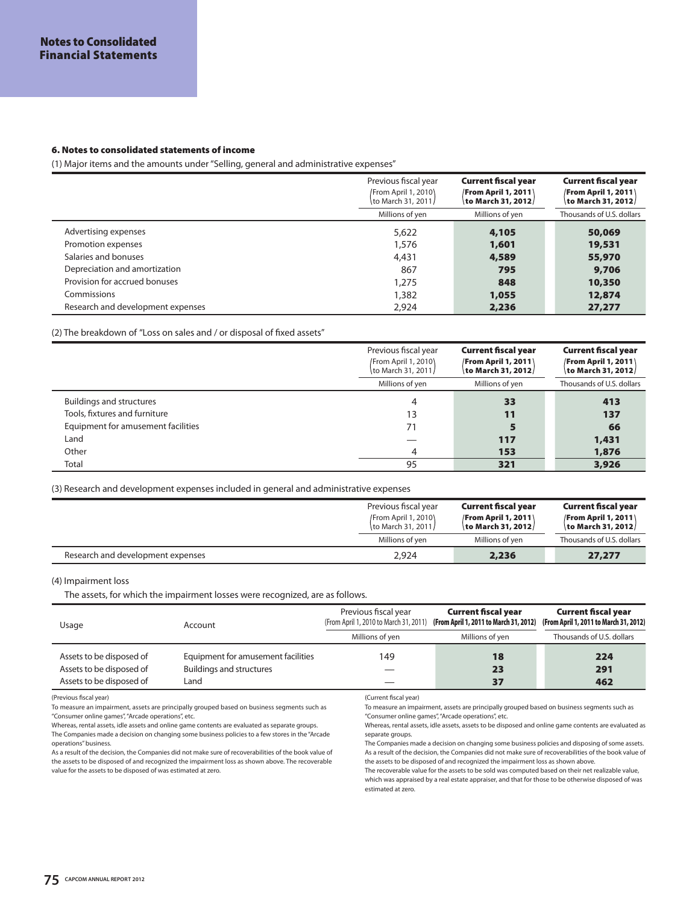# Notes to Consolidated Financial Statements

### 6. Notes to consolidated statements of income

(1) Major items and the amounts under "Selling, general and administrative expenses"

| | Previous fiscal year (From April 1, 2010 to March 31, 2011) | **Current fiscal year (From April 1, 2011 to March 31, 2012)** | **Current fiscal year (From April 1, 2011 to March 31, 2012)** |
|---|---|---|---|
| | Millions of yen | Millions of yen | Thousands of U.S. dollars |
| Advertising expenses | 5,622 | **4,105** | **50,069** |
| Promotion expenses | 1,576 | **1,601** | **19,531** |
| Salaries and bonuses | 4,431 | **4,589** | **55,970** |
| Depreciation and amortization | 867 | **795** | **9,706** |
| Provision for accrued bonuses | 1,275 | **848** | **10,350** |
| Commissions | 1,382 | **1,055** | **12,874** |
| Research and development expenses | 2,924 | **2,236** | **27,277** |

(2) The breakdown of "Loss on sales and / or disposal of fixed assets"

| | Previous fiscal year (From April 1, 2010 to March 31, 2011) | **Current fiscal year (From April 1, 2011 to March 31, 2012)** | **Current fiscal year (From April 1, 2011 to March 31, 2012)** |
|---|---|---|---|
| | Millions of yen | Millions of yen | Thousands of U.S. dollars |
| Buildings and structures | 4 | **33** | **413** |
| Tools, fixtures and furniture | 13 | **11** | **137** |
| Equipment for amusement facilities | 71 | **5** | **66** |
| Land | — | **117** | **1,431** |
| Other | 4 | **153** | **1,876** |
| Total | 95 | **321** | **3,926** |

(3) Research and development expenses included in general and administrative expenses

| | Previous fiscal year (From April 1, 2010 to March 31, 2011) | **Current fiscal year (From April 1, 2011 to March 31, 2012)** | **Current fiscal year (From April 1, 2011 to March 31, 2012)** |
|---|---|---|---|
| | Millions of yen | Millions of yen | Thousands of U.S. dollars |
| Research and development expenses | 2,924 | **2,236** | **27,277** |

(4) Impairment loss

The assets, for which the impairment losses were recognized, are as follows.

| Usage | Account | Previous fiscal year (From April 1, 2010 to March 31, 2011) | **Current fiscal year (From April 1, 2011 to March 31, 2012)** | **Current fiscal year (From April 1, 2011 to March 31, 2012)** |
|---|---|---|---|---|
| | | Millions of yen | Millions of yen | Thousands of U.S. dollars |
| Assets to be disposed of | Equipment for amusement facilities | 149 | **18** | **224** |
| Assets to be disposed of | Buildings and structures | — | **23** | **291** |
| Assets to be disposed of | Land | — | **37** | **462** |

(Previous fiscal year)

To measure an impairment, assets are principally grouped based on business segments such as "Consumer online games", "Arcade operations", etc.

Whereas, rental assets, idle assets and online game contents are evaluated as separate groups.

The Companies made a decision on changing some business policies to a few stores in the "Arcade operations" business.

As a result of the decision, the Companies did not make sure of recoverabilities of the book value of the assets to be disposed of and recognized the impairment loss as shown above. The recoverable value for the assets to be disposed of was estimated at zero.

(Current fiscal year)

To measure an impairment, assets are principally grouped based on business segments such as "Consumer online games", "Arcade operations", etc.

Whereas, rental assets, idle assets, assets to be disposed and online game contents are evaluated as separate groups.

The Companies made a decision on changing some business policies and disposing of some assets. As a result of the decision, the Companies did not make sure of recoverabilities of the book value of the assets to be disposed of and recognized the impairment loss as shown above.

The recoverable value for the assets to be sold was computed based on their net realizable value, which was appraised by a real estate appraiser, and that for those to be otherwise disposed of was estimated at zero.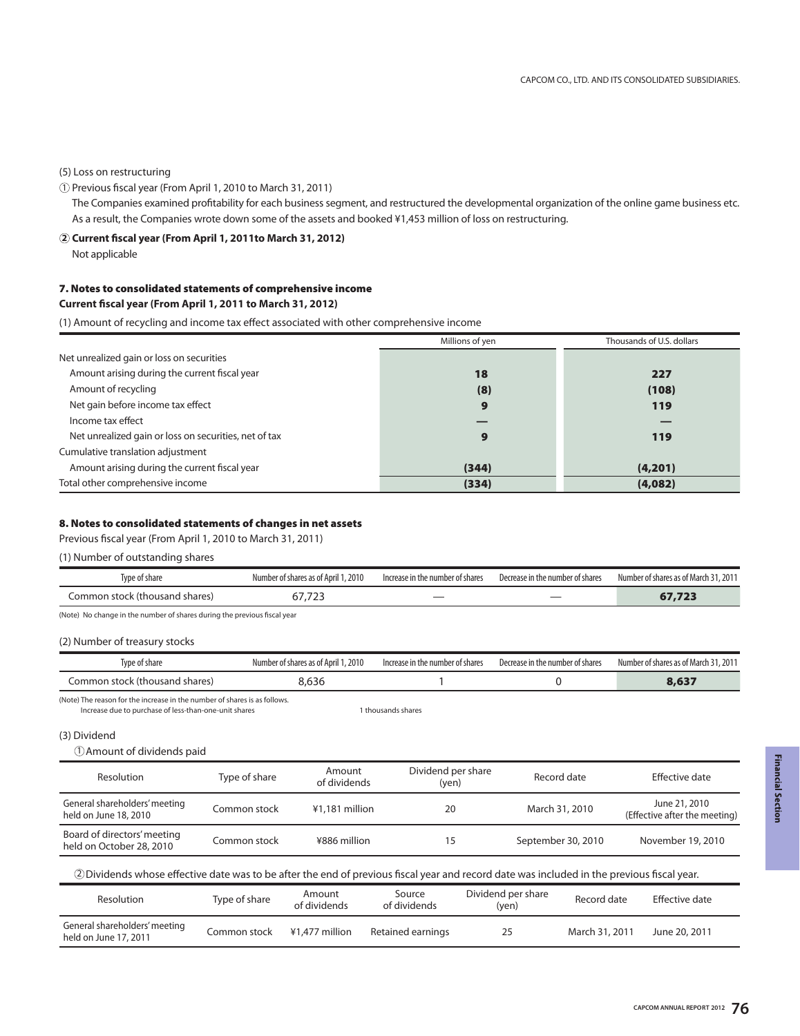(5) Loss on restructuring

① Previous fiscal year (From April 1, 2010 to March 31, 2011)

The Companies examined profitability for each business segment, and restructured the developmental organization of the online game business etc. As a result, the Companies wrote down some of the assets and booked ¥1,453 million of loss on restructuring.

**② Current fiscal year (From April 1, 2011to March 31, 2012)**

Not applicable

### 7. Notes to consolidated statements of comprehensive income

**Current fiscal year (From April 1, 2011 to March 31, 2012)**

(1) Amount of recycling and income tax effect associated with other comprehensive income

| | Millions of yen | Thousands of U.S. dollars |
|---|---|---|
| Net unrealized gain or loss on securities | | |
| Amount arising during the current fiscal year | **18** | **227** |
| Amount of recycling | **(8)** | **(108)** |
| Net gain before income tax effect | **9** | **119** |
| Income tax effect | **—** | **—** |
| Net unrealized gain or loss on securities, net of tax | **9** | **119** |
| Cumulative translation adjustment | | |
| Amount arising during the current fiscal year | **(344)** | **(4,201)** |
| Total other comprehensive income | **(334)** | **(4,082)** |

### 8. Notes to consolidated statements of changes in net assets

Previous fiscal year (From April 1, 2010 to March 31, 2011)

(1) Number of outstanding shares

| Type of share | Number of shares as of April 1, 2010 | Increase in the number of shares | Decrease in the number of shares | Number of shares as of March 31, 2011 |
|---|---|---|---|---|
| Common stock (thousand shares) | 67,723 | — | — | **67,723** |

(Note) No change in the number of shares during the previous fiscal year

(2) Number of treasury stocks

| Type of share | Number of shares as of April 1, 2010 | Increase in the number of shares | Decrease in the number of shares | Number of shares as of March 31, 2011 |
|---|---|---|---|---|
| Common stock (thousand shares) | 8,636 | 1 | 0 | **8,637** |

(Note) The reason for the increase in the number of shares is as follows.
Increase due to purchase of less-than-one-unit shares 1 thousands shares

(3) Dividend

① Amount of dividends paid

| Resolution | Type of share | Amount of dividends | Dividend per share (yen) | Record date | Effective date |
|---|---|---|---|---|---|
| General shareholders' meeting held on June 18, 2010 | Common stock | ¥1,181 million | 20 | March 31, 2010 | June 21, 2010 (Effective after the meeting) |
| Board of directors' meeting held on October 28, 2010 | Common stock | ¥886 million | 15 | September 30, 2010 | November 19, 2010 |

② Dividends whose effective date was to be after the end of previous fiscal year and record date was included in the previous fiscal year.

| Resolution | Type of share | Amount of dividends | Source of dividends | Dividend per share (yen) | Record date | Effective date |
|---|---|---|---|---|---|---|
| General shareholders' meeting held on June 17, 2011 | Common stock | ¥1,477 million | Retained earnings | 25 | March 31, 2011 | June 20, 2011 |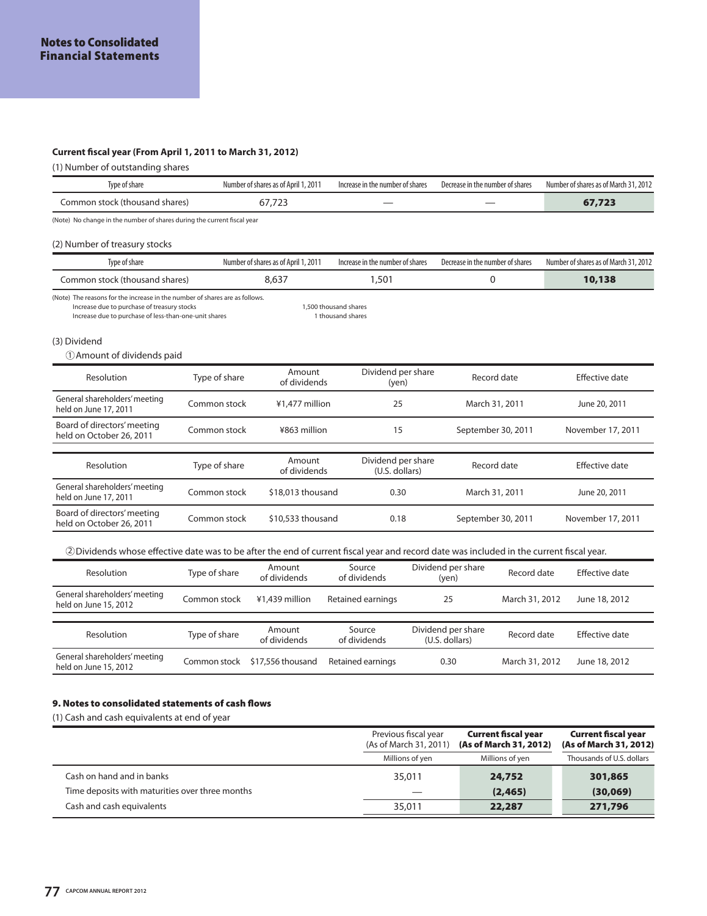# Notes to Consolidated Financial Statements

**Current fiscal year (From April 1, 2011 to March 31, 2012)**

(1) Number of outstanding shares

| Type of share | Number of shares as of April 1, 2011 | Increase in the number of shares | Decrease in the number of shares | Number of shares as of March 31, 2012 |
|---|---|---|---|---|
| Common stock (thousand shares) | 67,723 | — | — | **67,723** |

(Note) No change in the number of shares during the current fiscal year

(2) Number of treasury stocks

| Type of share | Number of shares as of April 1, 2011 | Increase in the number of shares | Decrease in the number of shares | Number of shares as of March 31, 2012 |
|---|---|---|---|---|
| Common stock (thousand shares) | 8,637 | 1,501 | 0 | **10,138** |

(Note) The reasons for the increase in the number of shares are as follows.
Increase due to purchase of treasury stocks 1,500 thousand shares
Increase due to purchase of less-than-one-unit shares 1 thousand shares

(3) Dividend

① Amount of dividends paid

| Resolution | Type of share | Amount of dividends | Dividend per share (yen) | Record date | Effective date |
|---|---|---|---|---|---|
| General shareholders' meeting held on June 17, 2011 | Common stock | ¥1,477 million | 25 | March 31, 2011 | June 20, 2011 |
| Board of directors' meeting held on October 26, 2011 | Common stock | ¥863 million | 15 | September 30, 2011 | November 17, 2011 |

| Resolution | Type of share | Amount of dividends | Dividend per share (U.S. dollars) | Record date | Effective date |
|---|---|---|---|---|---|
| General shareholders' meeting held on June 17, 2011 | Common stock | $18,013 thousand | 0.30 | March 31, 2011 | June 20, 2011 |
| Board of directors' meeting held on October 26, 2011 | Common stock | $10,533 thousand | 0.18 | September 30, 2011 | November 17, 2011 |

② Dividends whose effective date was to be after the end of current fiscal year and record date was included in the current fiscal year.

| Resolution | Type of share | Amount of dividends | Source of dividends | Dividend per share (yen) | Record date | Effective date |
|---|---|---|---|---|---|---|
| General shareholders' meeting held on June 15, 2012 | Common stock | ¥1,439 million | Retained earnings | 25 | March 31, 2012 | June 18, 2012 |

| Resolution | Type of share | Amount of dividends | Source of dividends | Dividend per share (U.S. dollars) | Record date | Effective date |
|---|---|---|---|---|---|---|
| General shareholders' meeting held on June 15, 2012 | Common stock | $17,556 thousand | Retained earnings | 0.30 | March 31, 2012 | June 18, 2012 |

## 9. Notes to consolidated statements of cash flows

(1) Cash and cash equivalents at end of year

| | Previous fiscal year (As of March 31, 2011) | **Current fiscal year (As of March 31, 2012)** | **Current fiscal year (As of March 31, 2012)** |
|---|---|---|---|
| | Millions of yen | Millions of yen | Thousands of U.S. dollars |
| Cash on hand and in banks | 35,011 | **24,752** | **301,865** |
| Time deposits with maturities over three months | — | **(2,465)** | **(30,069)** |
| Cash and cash equivalents | 35,011 | **22,287** | **271,796** |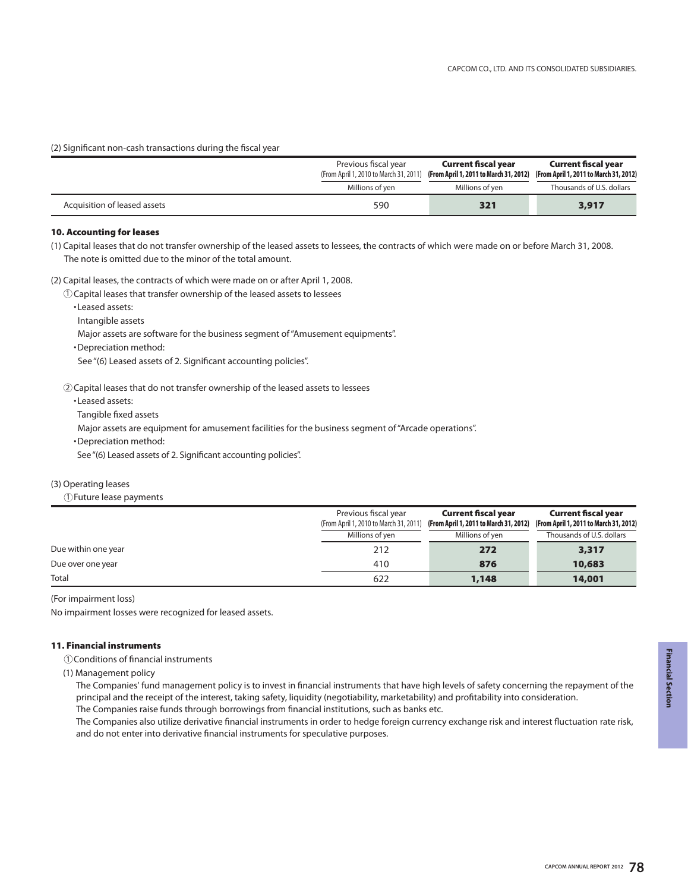(2) Significant non-cash transactions during the fiscal year

| | Previous fiscal year (From April 1, 2010 to March 31, 2011) | Current fiscal year (From April 1, 2011 to March 31, 2012) | Current fiscal year (From April 1, 2011 to March 31, 2012) |
|---|---|---|---|
| | Millions of yen | Millions of yen | Thousands of U.S. dollars |
| Acquisition of leased assets | 590 | **321** | **3,917** |

### 10. Accounting for leases

(1) Capital leases that do not transfer ownership of the leased assets to lessees, the contracts of which were made on or before March 31, 2008.
The note is omitted due to the minor of the total amount.

(2) Capital leases, the contracts of which were made on or after April 1, 2008.

① Capital leases that transfer ownership of the leased assets to lessees

・Leased assets:

Intangible assets

Major assets are software for the business segment of "Amusement equipments".

・Depreciation method:

See "(6) Leased assets of 2. Significant accounting policies".

② Capital leases that do not transfer ownership of the leased assets to lessees

・Leased assets:

Tangible fixed assets

Major assets are equipment for amusement facilities for the business segment of "Arcade operations".

・Depreciation method:

See "(6) Leased assets of 2. Significant accounting policies".

(3) Operating leases

① Future lease payments

| | Previous fiscal year (From April 1, 2010 to March 31, 2011) | Current fiscal year (From April 1, 2011 to March 31, 2012) | Current fiscal year (From April 1, 2011 to March 31, 2012) |
|---|---|---|---|
| | Millions of yen | Millions of yen | Thousands of U.S. dollars |
| Due within one year | 212 | **272** | **3,317** |
| Due over one year | 410 | **876** | **10,683** |
| Total | 622 | **1,148** | **14,001** |

(For impairment loss)

No impairment losses were recognized for leased assets.

### 11. Financial instruments

① Conditions of financial instruments

(1) Management policy

The Companies' fund management policy is to invest in financial instruments that have high levels of safety concerning the repayment of the principal and the receipt of the interest, taking safety, liquidity (negotiability, marketability) and profitability into consideration.
The Companies raise funds through borrowings from financial institutions, such as banks etc.
The Companies also utilize derivative financial instruments in order to hedge foreign currency exchange risk and interest fluctuation rate risk, and do not enter into derivative financial instruments for speculative purposes.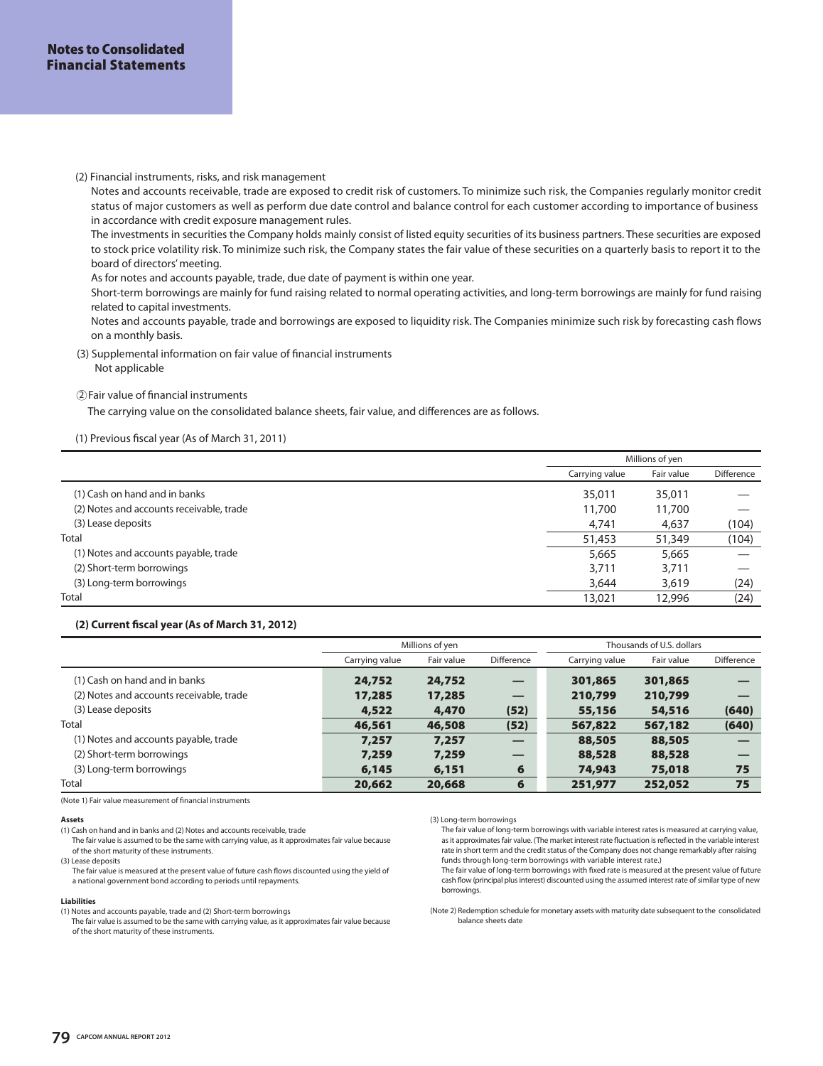# Notes to Consolidated Financial Statements

(2) Financial instruments, risks, and risk management

Notes and accounts receivable, trade are exposed to credit risk of customers. To minimize such risk, the Companies regularly monitor credit status of major customers as well as perform due date control and balance control for each customer according to importance of business in accordance with credit exposure management rules.

The investments in securities the Company holds mainly consist of listed equity securities of its business partners. These securities are exposed to stock price volatility risk. To minimize such risk, the Company states the fair value of these securities on a quarterly basis to report it to the board of directors' meeting.

As for notes and accounts payable, trade, due date of payment is within one year.

Short-term borrowings are mainly for fund raising related to normal operating activities, and long-term borrowings are mainly for fund raising related to capital investments.

Notes and accounts payable, trade and borrowings are exposed to liquidity risk. The Companies minimize such risk by forecasting cash flows on a monthly basis.

(3) Supplemental information on fair value of financial instruments

Not applicable

② Fair value of financial instruments

The carrying value on the consolidated balance sheets, fair value, and differences are as follows.

(1) Previous fiscal year (As of March 31, 2011)

| | Millions of yen | | |
|---|---|---|---|
| | Carrying value | Fair value | Difference |
| (1) Cash on hand and in banks | 35,011 | 35,011 | — |
| (2) Notes and accounts receivable, trade | 11,700 | 11,700 | — |
| (3) Lease deposits | 4,741 | 4,637 | (104) |
| Total | 51,453 | 51,349 | (104) |
| (1) Notes and accounts payable, trade | 5,665 | 5,665 | — |
| (2) Short-term borrowings | 3,711 | 3,711 | — |
| (3) Long-term borrowings | 3,644 | 3,619 | (24) |
| Total | 13,021 | 12,996 | (24) |

**(2) Current fiscal year (As of March 31, 2012)**

| | Millions of yen | | | Thousands of U.S. dollars | | |
|---|---|---|---|---|---|---|
| | Carrying value | Fair value | Difference | Carrying value | Fair value | Difference |
| (1) Cash on hand and in banks | **24,752** | **24,752** | **—** | **301,865** | **301,865** | **—** |
| (2) Notes and accounts receivable, trade | **17,285** | **17,285** | **—** | **210,799** | **210,799** | **—** |
| (3) Lease deposits | **4,522** | **4,470** | **(52)** | **55,156** | **54,516** | **(640)** |
| Total | **46,561** | **46,508** | **(52)** | **567,822** | **567,182** | **(640)** |
| (1) Notes and accounts payable, trade | **7,257** | **7,257** | **—** | **88,505** | **88,505** | **—** |
| (2) Short-term borrowings | **7,259** | **7,259** | **—** | **88,528** | **88,528** | **—** |
| (3) Long-term borrowings | **6,145** | **6,151** | **6** | **74,943** | **75,018** | **75** |
| Total | **20,662** | **20,668** | **6** | **251,977** | **252,052** | **75** |

(Note 1) Fair value measurement of financial instruments

**Assets**

(1) Cash on hand and in banks and (2) Notes and accounts receivable, trade

The fair value is assumed to be the same with carrying value, as it approximates fair value because of the short maturity of these instruments.

(3) Lease deposits

The fair value is measured at the present value of future cash flows discounted using the yield of a national government bond according to periods until repayments.

**Liabilities**

(1) Notes and accounts payable, trade and (2) Short-term borrowings

The fair value is assumed to be the same with carrying value, as it approximates fair value because of the short maturity of these instruments.

(3) Long-term borrowings

The fair value of long-term borrowings with variable interest rates is measured at carrying value, as it approximates fair value. (The market interest rate fluctuation is reflected in the variable interest rate in short term and the credit status of the Company does not change remarkably after raising funds through long-term borrowings with variable interest rate.)

The fair value of long-term borrowings with fixed rate is measured at the present value of future cash flow (principal plus interest) discounted using the assumed interest rate of similar type of new borrowings.

(Note 2) Redemption schedule for monetary assets with maturity date subsequent to the consolidated balance sheets date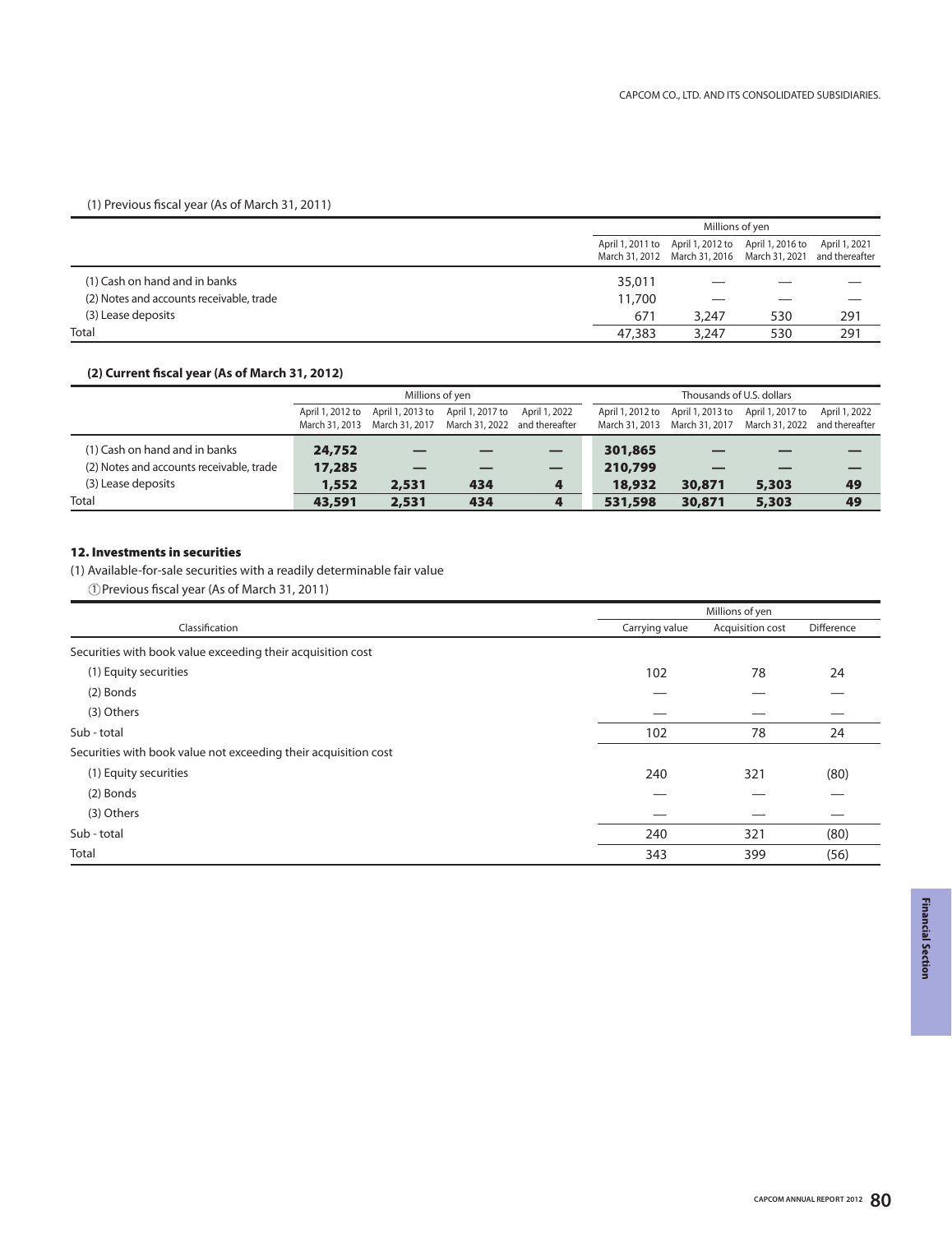(1) Previous fiscal year (As of March 31, 2011)

| | Millions of yen | | | |
|---|---|---|---|---|
| | April 1, 2011 to March 31, 2012 | April 1, 2012 to March 31, 2016 | April 1, 2016 to March 31, 2021 | April 1, 2021 and thereafter |
| (1) Cash on hand and in banks | 35,011 | — | — | — |
| (2) Notes and accounts receivable, trade | 11,700 | — | — | — |
| (3) Lease deposits | 671 | 3,247 | 530 | 291 |
| Total | 47,383 | 3,247 | 530 | 291 |

**(2) Current fiscal year (As of March 31, 2012)**

| | Millions of yen | | | | Thousands of U.S. dollars | | | |
|---|---|---|---|---|---|---|---|---|
| | April 1, 2012 to March 31, 2013 | April 1, 2013 to March 31, 2017 | April 1, 2017 to March 31, 2022 | April 1, 2022 and thereafter | April 1, 2012 to March 31, 2013 | April 1, 2013 to March 31, 2017 | April 1, 2017 to March 31, 2022 | April 1, 2022 and thereafter |
| (1) Cash on hand and in banks | **24,752** | **—** | **—** | **—** | **301,865** | **—** | **—** | **—** |
| (2) Notes and accounts receivable, trade | **17,285** | **—** | **—** | **—** | **210,799** | **—** | **—** | **—** |
| (3) Lease deposits | **1,552** | **2,531** | **434** | **4** | **18,932** | **30,871** | **5,303** | **49** |
| Total | **43,591** | **2,531** | **434** | **4** | **531,598** | **30,871** | **5,303** | **49** |

## 12. Investments in securities

(1) Available-for-sale securities with a readily determinable fair value

①Previous fiscal year (As of March 31, 2011)

| | Millions of yen | | |
|---|---|---|---|
| Classification | Carrying value | Acquisition cost | Difference |
| Securities with book value exceeding their acquisition cost | | | |
| (1) Equity securities | 102 | 78 | 24 |
| (2) Bonds | — | — | — |
| (3) Others | — | — | — |
| Sub - total | 102 | 78 | 24 |
| Securities with book value not exceeding their acquisition cost | | | |
| (1) Equity securities | 240 | 321 | (80) |
| (2) Bonds | — | — | — |
| (3) Others | — | — | — |
| Sub - total | 240 | 321 | (80) |
| Total | 343 | 399 | (56) |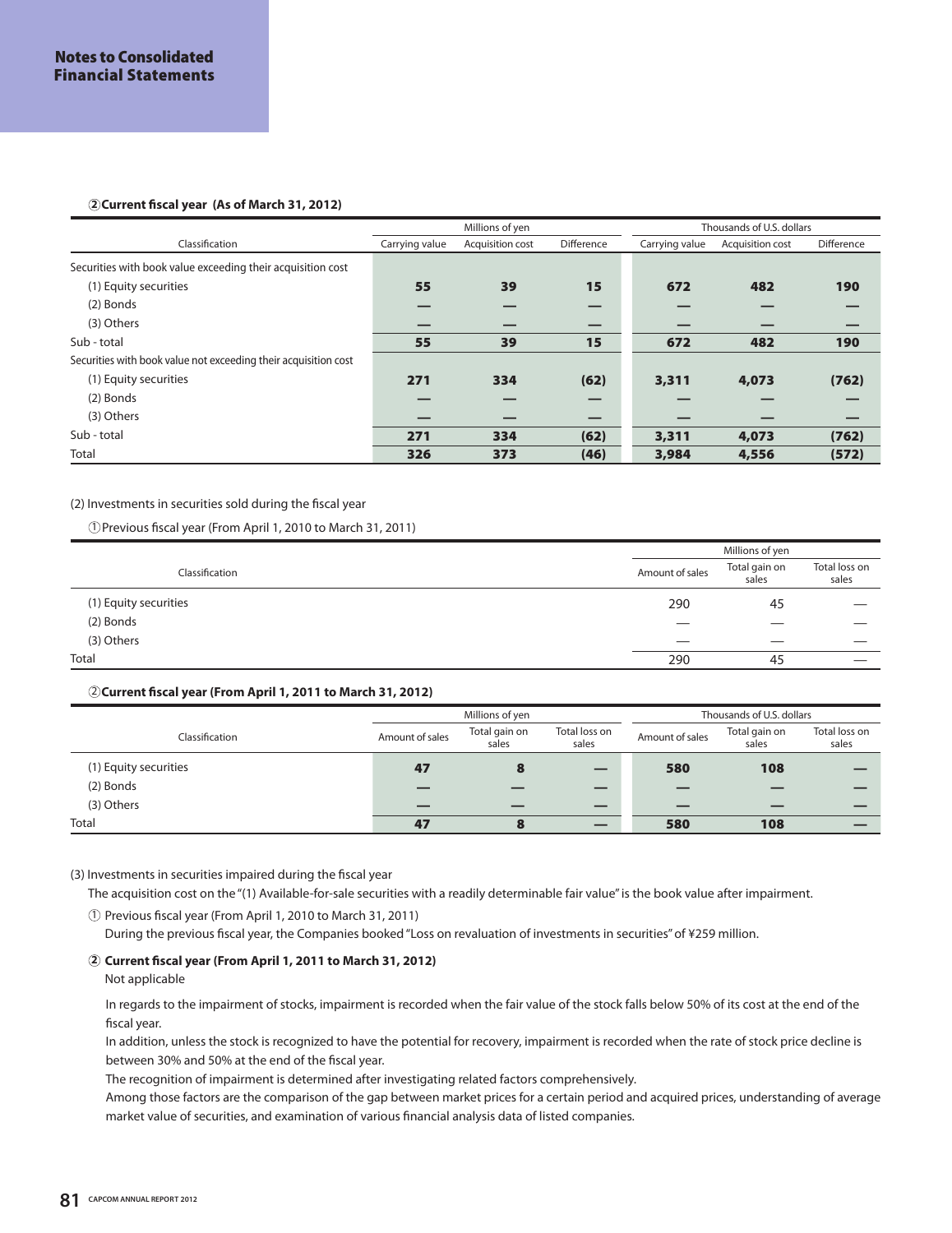**②Current fiscal year (As of March 31, 2012)**

| Classification | Millions of yen | | | Thousands of U.S. dollars | | |
|---|---|---|---|---|---|---|
| | Carrying value | Acquisition cost | Difference | Carrying value | Acquisition cost | Difference |
| Securities with book value exceeding their acquisition cost | | | | | | |
| (1) Equity securities | **55** | **39** | **15** | **672** | **482** | **190** |
| (2) Bonds | **—** | **—** | **—** | **—** | **—** | **—** |
| (3) Others | **—** | **—** | **—** | **—** | **—** | **—** |
| Sub - total | **55** | **39** | **15** | **672** | **482** | **190** |
| Securities with book value not exceeding their acquisition cost | | | | | | |
| (1) Equity securities | **271** | **334** | **(62)** | **3,311** | **4,073** | **(762)** |
| (2) Bonds | **—** | **—** | **—** | **—** | **—** | **—** |
| (3) Others | **—** | **—** | **—** | **—** | **—** | **—** |
| Sub - total | **271** | **334** | **(62)** | **3,311** | **4,073** | **(762)** |
| Total | **326** | **373** | **(46)** | **3,984** | **4,556** | **(572)** |

(2) Investments in securities sold during the fiscal year

①Previous fiscal year (From April 1, 2010 to March 31, 2011)

| Classification | Millions of yen | | |
|---|---|---|---|
| | Amount of sales | Total gain on sales | Total loss on sales |
| (1) Equity securities | 290 | 45 | — |
| (2) Bonds | — | — | — |
| (3) Others | — | — | — |
| Total | 290 | 45 | — |

**②Current fiscal year (From April 1, 2011 to March 31, 2012)**

| Classification | Millions of yen | | | Thousands of U.S. dollars | | |
|---|---|---|---|---|---|---|
| | Amount of sales | Total gain on sales | Total loss on sales | Amount of sales | Total gain on sales | Total loss on sales |
| (1) Equity securities | **47** | **8** | **—** | **580** | **108** | **—** |
| (2) Bonds | **—** | **—** | **—** | **—** | **—** | **—** |
| (3) Others | **—** | **—** | **—** | **—** | **—** | **—** |
| Total | **47** | **8** | **—** | **580** | **108** | **—** |

(3) Investments in securities impaired during the fiscal year

The acquisition cost on the "(1) Available-for-sale securities with a readily determinable fair value" is the book value after impairment.

① Previous fiscal year (From April 1, 2010 to March 31, 2011)

During the previous fiscal year, the Companies booked "Loss on revaluation of investments in securities" of ¥259 million.

**② Current fiscal year (From April 1, 2011 to March 31, 2012)**

Not applicable

In regards to the impairment of stocks, impairment is recorded when the fair value of the stock falls below 50% of its cost at the end of the fiscal year.

In addition, unless the stock is recognized to have the potential for recovery, impairment is recorded when the rate of stock price decline is between 30% and 50% at the end of the fiscal year.

The recognition of impairment is determined after investigating related factors comprehensively.

Among those factors are the comparison of the gap between market prices for a certain period and acquired prices, understanding of average market value of securities, and examination of various financial analysis data of listed companies.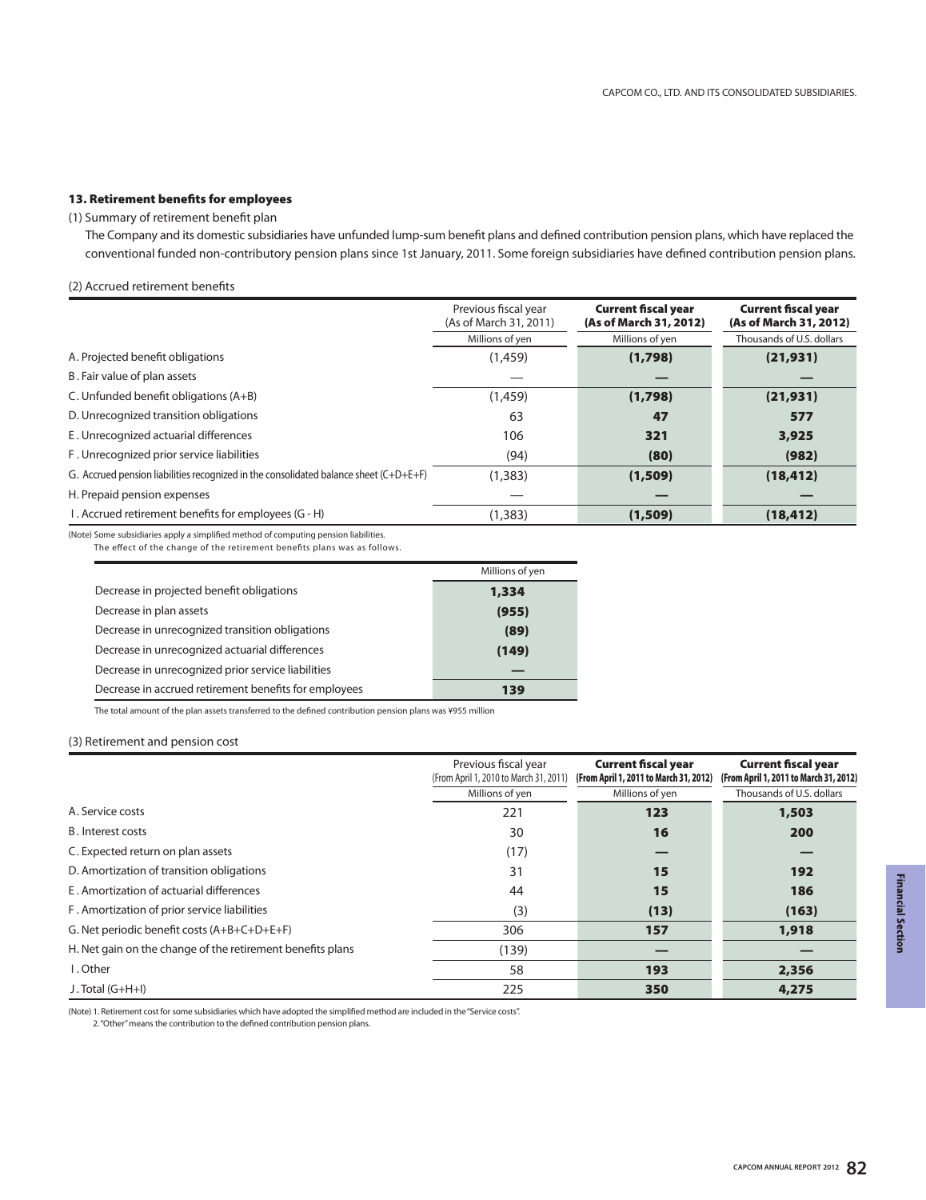### 13. Retirement benefits for employees

(1) Summary of retirement benefit plan

The Company and its domestic subsidiaries have unfunded lump-sum benefit plans and defined contribution pension plans, which have replaced the conventional funded non-contributory pension plans since 1st January, 2011. Some foreign subsidiaries have defined contribution pension plans.

(2) Accrued retirement benefits

| | Previous fiscal year (As of March 31, 2011) | **Current fiscal year (As of March 31, 2012)** | **Current fiscal year (As of March 31, 2012)** |
|---|---|---|---|
| | Millions of yen | Millions of yen | Thousands of U.S. dollars |
| A. Projected benefit obligations | (1,459) | **(1,798)** | **(21,931)** |
| B. Fair value of plan assets | — | **—** | **—** |
| C. Unfunded benefit obligations (A+B) | (1,459) | **(1,798)** | **(21,931)** |
| D. Unrecognized transition obligations | 63 | **47** | **577** |
| E. Unrecognized actuarial differences | 106 | **321** | **3,925** |
| F. Unrecognized prior service liabilities | (94) | **(80)** | **(982)** |
| G. Accrued pension liabilities recognized in the consolidated balance sheet (C+D+E+F) | (1,383) | **(1,509)** | **(18,412)** |
| H. Prepaid pension expenses | — | **—** | **—** |
| I. Accrued retirement benefits for employees (G - H) | (1,383) | **(1,509)** | **(18,412)** |

(Note) Some subsidiaries apply a simplified method of computing pension liabilities.
The effect of the change of the retirement benefits plans was as follows.

| | Millions of yen |
|---|---|
| Decrease in projected benefit obligations | **1,334** |
| Decrease in plan assets | **(955)** |
| Decrease in unrecognized transition obligations | **(89)** |
| Decrease in unrecognized actuarial differences | **(149)** |
| Decrease in unrecognized prior service liabilities | **—** |
| Decrease in accrued retirement benefits for employees | **139** |

The total amount of the plan assets transferred to the defined contribution pension plans was ¥955 million

(3) Retirement and pension cost

| | Previous fiscal year (From April 1, 2010 to March 31, 2011) | **Current fiscal year (From April 1, 2011 to March 31, 2012)** | **Current fiscal year (From April 1, 2011 to March 31, 2012)** |
|---|---|---|---|
| | Millions of yen | Millions of yen | Thousands of U.S. dollars |
| A. Service costs | 221 | **123** | **1,503** |
| B. Interest costs | 30 | **16** | **200** |
| C. Expected return on plan assets | (17) | **—** | **—** |
| D. Amortization of transition obligations | 31 | **15** | **192** |
| E. Amortization of actuarial differences | 44 | **15** | **186** |
| F. Amortization of prior service liabilities | (3) | **(13)** | **(163)** |
| G. Net periodic benefit costs (A+B+C+D+E+F) | 306 | **157** | **1,918** |
| H. Net gain on the change of the retirement benefits plans | (139) | **—** | **—** |
| I. Other | 58 | **193** | **2,356** |
| J. Total (G+H+I) | 225 | **350** | **4,275** |

(Note) 1. Retirement cost for some subsidiaries which have adopted the simplified method are included in the "Service costs".
2. "Other" means the contribution to the defined contribution pension plans.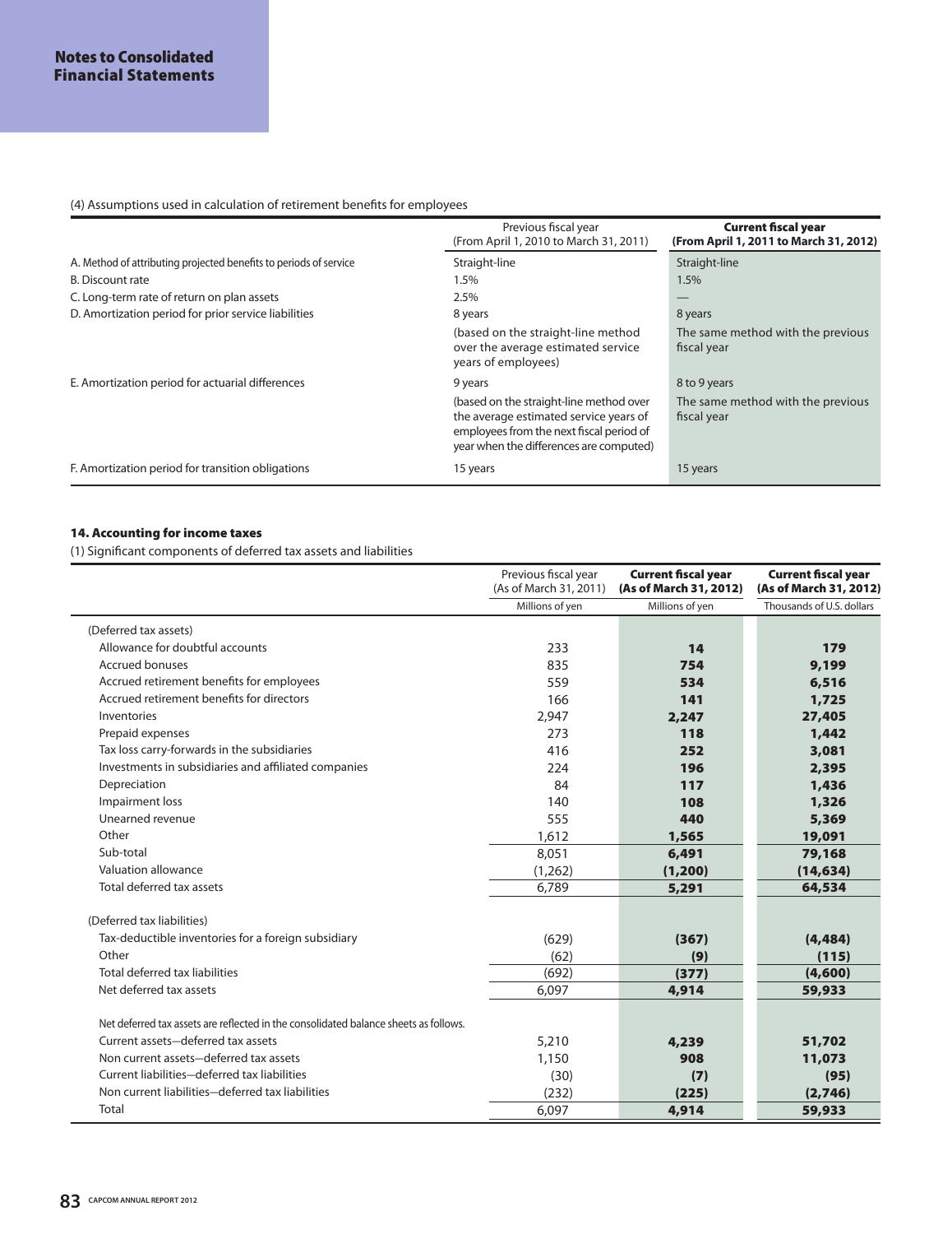# Notes to Consolidated Financial Statements

(4) Assumptions used in calculation of retirement benefits for employees

| | Previous fiscal year (From April 1, 2010 to March 31, 2011) | **Current fiscal year (From April 1, 2011 to March 31, 2012)** |
|---|---|---|
| A. Method of attributing projected benefits to periods of service | Straight-line | Straight-line |
| B. Discount rate | 1.5% | 1.5% |
| C. Long-term rate of return on plan assets | 2.5% | — |
| D. Amortization period for prior service liabilities | 8 years | 8 years |
| | (based on the straight-line method over the average estimated service years of employees) | The same method with the previous fiscal year |
| E. Amortization period for actuarial differences | 9 years | 8 to 9 years |
| | (based on the straight-line method over the average estimated service years of employees from the next fiscal period of year when the differences are computed) | The same method with the previous fiscal year |
| F. Amortization period for transition obligations | 15 years | 15 years |

### 14. Accounting for income taxes

(1) Significant components of deferred tax assets and liabilities

| | Previous fiscal year (As of March 31, 2011) | **Current fiscal year (As of March 31, 2012)** | **Current fiscal year (As of March 31, 2012)** |
|---|---|---|---|
| | Millions of yen | Millions of yen | Thousands of U.S. dollars |
| (Deferred tax assets) | | | |
| Allowance for doubtful accounts | 233 | **14** | **179** |
| Accrued bonuses | 835 | **754** | **9,199** |
| Accrued retirement benefits for employees | 559 | **534** | **6,516** |
| Accrued retirement benefits for directors | 166 | **141** | **1,725** |
| Inventories | 2,947 | **2,247** | **27,405** |
| Prepaid expenses | 273 | **118** | **1,442** |
| Tax loss carry-forwards in the subsidiaries | 416 | **252** | **3,081** |
| Investments in subsidiaries and affiliated companies | 224 | **196** | **2,395** |
| Depreciation | 84 | **117** | **1,436** |
| Impairment loss | 140 | **108** | **1,326** |
| Unearned revenue | 555 | **440** | **5,369** |
| Other | 1,612 | **1,565** | **19,091** |
| Sub-total | 8,051 | **6,491** | **79,168** |
| Valuation allowance | (1,262) | **(1,200)** | **(14,634)** |
| Total deferred tax assets | 6,789 | **5,291** | **64,534** |
| (Deferred tax liabilities) | | | |
| Tax-deductible inventories for a foreign subsidiary | (629) | **(367)** | **(4,484)** |
| Other | (62) | **(9)** | **(115)** |
| Total deferred tax liabilities | (692) | **(377)** | **(4,600)** |
| Net deferred tax assets | 6,097 | **4,914** | **59,933** |
| Net deferred tax assets are reflected in the consolidated balance sheets as follows. | | | |
| Current assets—deferred tax assets | 5,210 | **4,239** | **51,702** |
| Non current assets—deferred tax assets | 1,150 | **908** | **11,073** |
| Current liabilities—deferred tax liabilities | (30) | **(7)** | **(95)** |
| Non current liabilities—deferred tax liabilities | (232) | **(225)** | **(2,746)** |
| Total | 6,097 | **4,914** | **59,933** |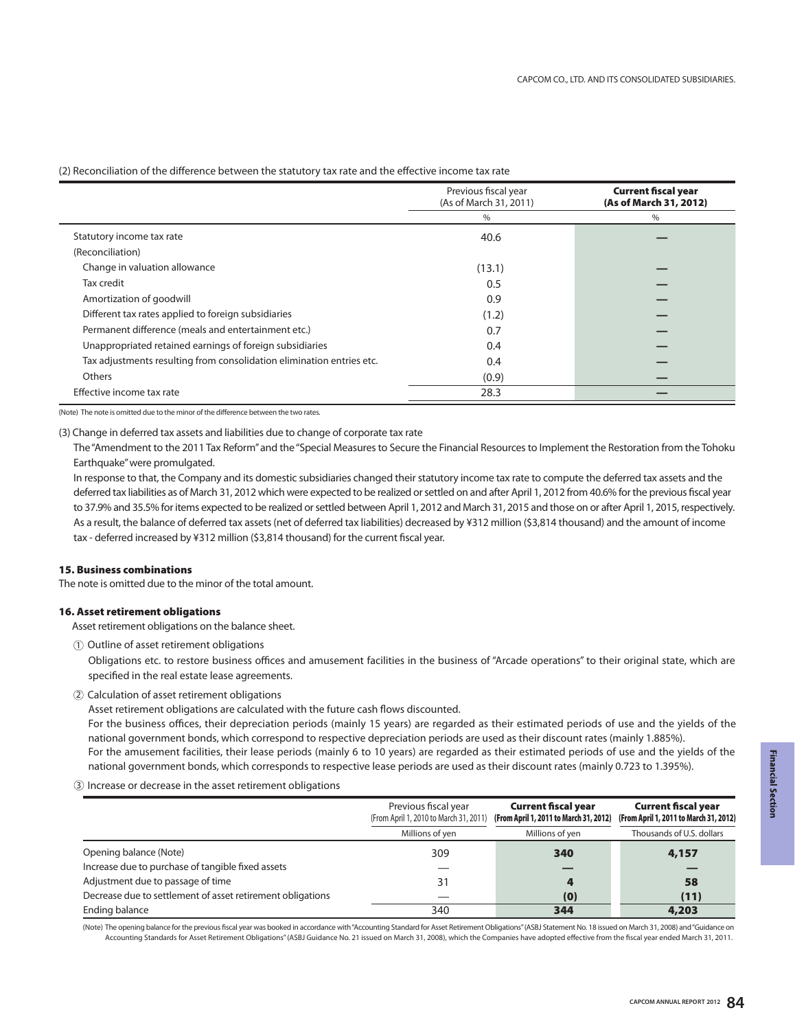(2) Reconciliation of the difference between the statutory tax rate and the effective income tax rate

| | Previous fiscal year (As of March 31, 2011) | **Current fiscal year (As of March 31, 2012)** |
|---|---|---|
| | % | % |
| Statutory income tax rate | 40.6 | — |
| (Reconciliation) | | |
| Change in valuation allowance | (13.1) | — |
| Tax credit | 0.5 | — |
| Amortization of goodwill | 0.9 | — |
| Different tax rates applied to foreign subsidiaries | (1.2) | — |
| Permanent difference (meals and entertainment etc.) | 0.7 | — |
| Unappropriated retained earnings of foreign subsidiaries | 0.4 | — |
| Tax adjustments resulting from consolidation elimination entries etc. | 0.4 | — |
| Others | (0.9) | — |
| Effective income tax rate | 28.3 | — |

(Note) The note is omitted due to the minor of the difference between the two rates.

(3) Change in deferred tax assets and liabilities due to change of corporate tax rate

The "Amendment to the 2011 Tax Reform" and the "Special Measures to Secure the Financial Resources to Implement the Restoration from the Tohoku Earthquake" were promulgated.

In response to that, the Company and its domestic subsidiaries changed their statutory income tax rate to compute the deferred tax assets and the deferred tax liabilities as of March 31, 2012 which were expected to be realized or settled on and after April 1, 2012 from 40.6% for the previous fiscal year to 37.9% and 35.5% for items expected to be realized or settled between April 1, 2012 and March 31, 2015 and those on or after April 1, 2015, respectively. As a result, the balance of deferred tax assets (net of deferred tax liabilities) decreased by ¥312 million ($3,814 thousand) and the amount of income tax - deferred increased by ¥312 million ($3,814 thousand) for the current fiscal year.

### 15. Business combinations

The note is omitted due to the minor of the total amount.

### 16. Asset retirement obligations

Asset retirement obligations on the balance sheet.

① Outline of asset retirement obligations

Obligations etc. to restore business offices and amusement facilities in the business of "Arcade operations" to their original state, which are specified in the real estate lease agreements.

② Calculation of asset retirement obligations

Asset retirement obligations are calculated with the future cash flows discounted.

For the business offices, their depreciation periods (mainly 15 years) are regarded as their estimated periods of use and the yields of the national government bonds, which correspond to respective depreciation periods are used as their discount rates (mainly 1.885%).

For the amusement facilities, their lease periods (mainly 6 to 10 years) are regarded as their estimated periods of use and the yields of the national government bonds, which corresponds to respective lease periods are used as their discount rates (mainly 0.723 to 1.395%).

③ Increase or decrease in the asset retirement obligations

| | Previous fiscal year (From April 1, 2010 to March 31, 2011) | **Current fiscal year (From April 1, 2011 to March 31, 2012)** | **Current fiscal year (From April 1, 2011 to March 31, 2012)** |
|---|---|---|---|
| | Millions of yen | Millions of yen | Thousands of U.S. dollars |
| Opening balance (Note) | 309 | **340** | **4,157** |
| Increase due to purchase of tangible fixed assets | — | **—** | **—** |
| Adjustment due to passage of time | 31 | **4** | **58** |
| Decrease due to settlement of asset retirement obligations | — | **(0)** | **(11)** |
| Ending balance | 340 | **344** | **4,203** |

(Note) The opening balance for the previous fiscal year was booked in accordance with "Accounting Standard for Asset Retirement Obligations" (ASBJ Statement No. 18 issued on March 31, 2008) and "Guidance on Accounting Standards for Asset Retirement Obligations" (ASBJ Guidance No. 21 issued on March 31, 2008), which the Companies have adopted effective from the fiscal year ended March 31, 2011.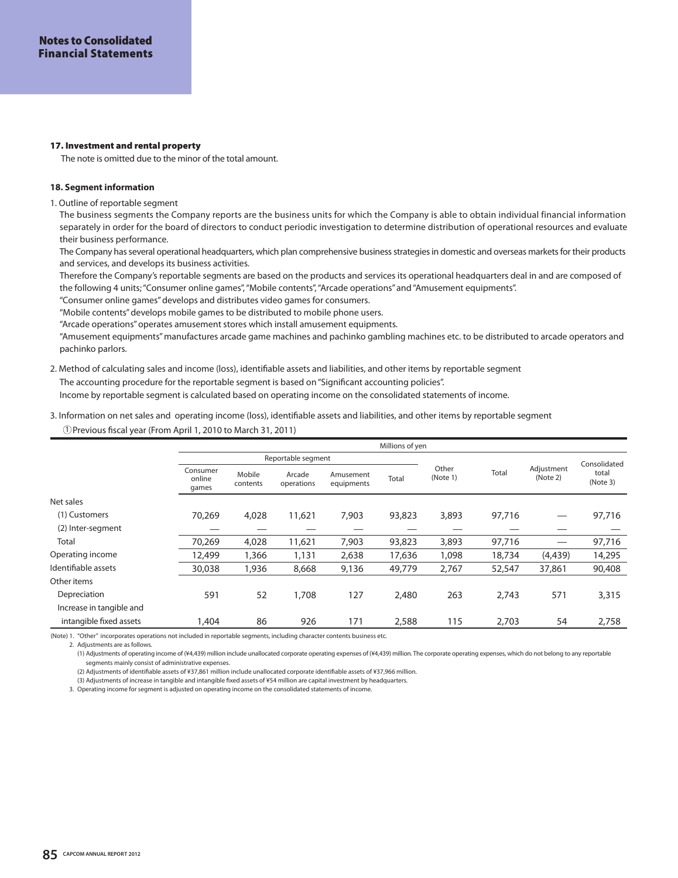# Notes to Consolidated Financial Statements

### 17. Investment and rental property

The note is omitted due to the minor of the total amount.

### 18. Segment information

1. Outline of reportable segment

The business segments the Company reports are the business units for which the Company is able to obtain individual financial information separately in order for the board of directors to conduct periodic investigation to determine distribution of operational resources and evaluate their business performance.

The Company has several operational headquarters, which plan comprehensive business strategies in domestic and overseas markets for their products and services, and develops its business activities.

Therefore the Company's reportable segments are based on the products and services its operational headquarters deal in and are composed of the following 4 units; "Consumer online games", "Mobile contents", "Arcade operations" and "Amusement equipments".

"Consumer online games" develops and distributes video games for consumers.

"Mobile contents" develops mobile games to be distributed to mobile phone users.

"Arcade operations" operates amusement stores which install amusement equipments.

"Amusement equipments" manufactures arcade game machines and pachinko gambling machines etc. to be distributed to arcade operators and pachinko parlors.

2. Method of calculating sales and income (loss), identifiable assets and liabilities, and other items by reportable segment

The accounting procedure for the reportable segment is based on "Significant accounting policies".

Income by reportable segment is calculated based on operating income on the consolidated statements of income.

3. Information on net sales and operating income (loss), identifiable assets and liabilities, and other items by reportable segment

① Previous fiscal year (From April 1, 2010 to March 31, 2011)

| | Millions of yen | | | | | | | | |
|---|---|---|---|---|---|---|---|---|---|
| | Reportable segment | | | | | Other (Note 1) | Total | Adjustment (Note 2) | Consolidated total (Note 3) |
| | Consumer online games | Mobile contents | Arcade operations | Amusement equipments | Total | | | | |
| Net sales | | | | | | | | | |
| (1) Customers | 70,269 | 4,028 | 11,621 | 7,903 | 93,823 | 3,893 | 97,716 | — | 97,716 |
| (2) Inter-segment | — | — | — | — | — | — | — | — | — |
| Total | 70,269 | 4,028 | 11,621 | 7,903 | 93,823 | 3,893 | 97,716 | — | 97,716 |
| Operating income | 12,499 | 1,366 | 1,131 | 2,638 | 17,636 | 1,098 | 18,734 | (4,439) | 14,295 |
| Identifiable assets | 30,038 | 1,936 | 8,668 | 9,136 | 49,779 | 2,767 | 52,547 | 37,861 | 90,408 |
| Other items | | | | | | | | | |
| Depreciation | 591 | 52 | 1,708 | 127 | 2,480 | 263 | 2,743 | 571 | 3,315 |
| Increase in tangible and intangible fixed assets | 1,404 | 86 | 926 | 171 | 2,588 | 115 | 2,703 | 54 | 2,758 |

(Note) 1. "Other" incorporates operations not included in reportable segments, including character contents business etc.

2. Adjustments are as follows.

(1) Adjustments of operating income of (¥4,439) million include unallocated corporate operating expenses of (¥4,439) million. The corporate operating expenses, which do not belong to any reportable segments mainly consist of administrative expenses.

(2) Adjustments of identifiable assets of ¥37,861 million include unallocated corporate identifiable assets of ¥37,966 million.

(3) Adjustments of increase in tangible and intangible fixed assets of ¥54 million are capital investment by headquarters.

3. Operating income for segment is adjusted on operating income on the consolidated statements of income.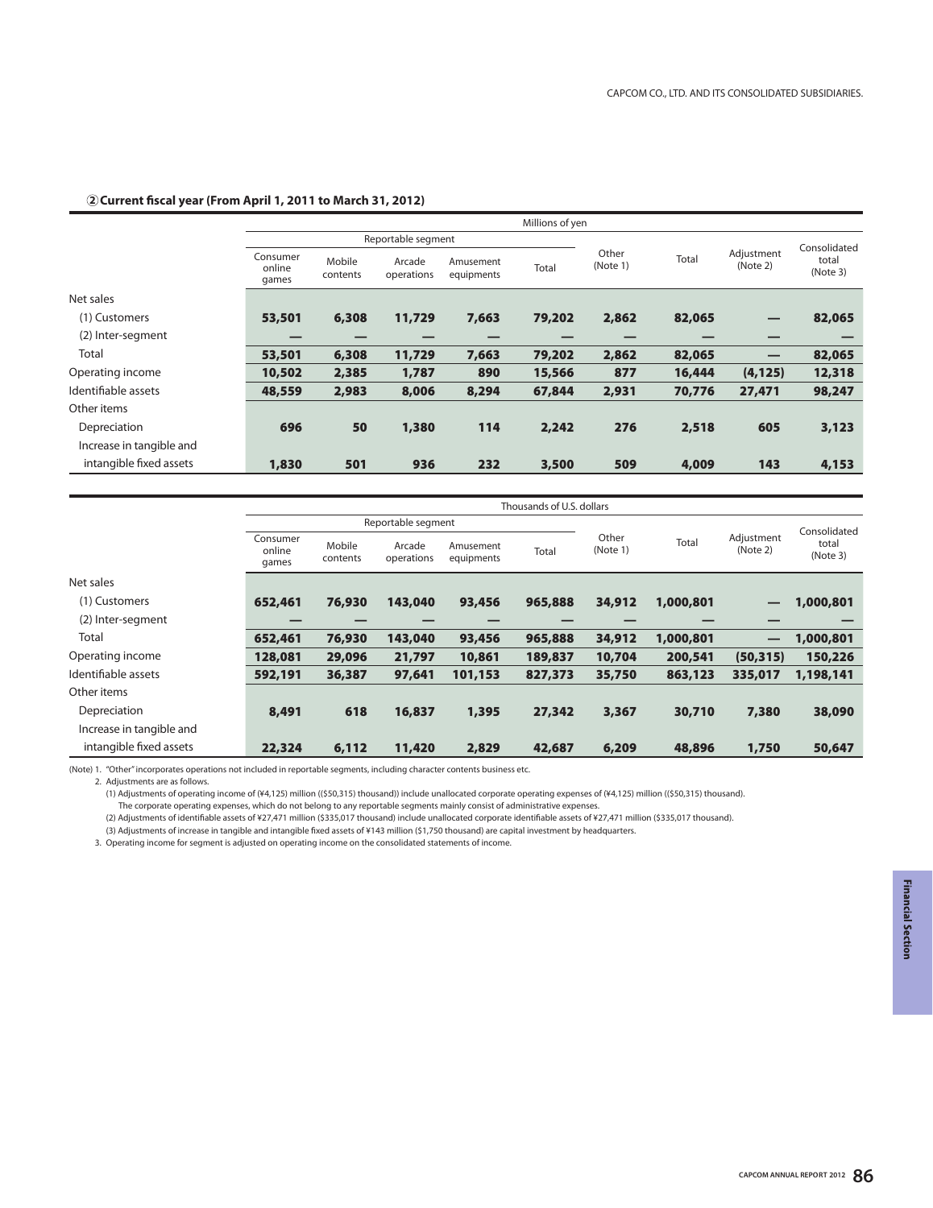### ②Current fiscal year (From April 1, 2011 to March 31, 2012)

| | Millions of yen | | | | | | | | |
|---|---|---|---|---|---|---|---|---|---|
| | Reportable segment | | | | | Other (Note 1) | Total | Adjustment (Note 2) | Consolidated total (Note 3) |
| | Consumer online games | Mobile contents | Arcade operations | Amusement equipments | Total | | | | |
| Net sales | | | | | | | | | |
| (1) Customers | 53,501 | 6,308 | 11,729 | 7,663 | 79,202 | 2,862 | 82,065 | — | 82,065 |
| (2) Inter-segment | — | — | — | — | — | — | — | — | — |
| Total | 53,501 | 6,308 | 11,729 | 7,663 | 79,202 | 2,862 | 82,065 | — | 82,065 |
| Operating income | 10,502 | 2,385 | 1,787 | 890 | 15,566 | 877 | 16,444 | (4,125) | 12,318 |
| Identifiable assets | 48,559 | 2,983 | 8,006 | 8,294 | 67,844 | 2,931 | 70,776 | 27,471 | 98,247 |
| Other items | | | | | | | | | |
| Depreciation | 696 | 50 | 1,380 | 114 | 2,242 | 276 | 2,518 | 605 | 3,123 |
| Increase in tangible and intangible fixed assets | 1,830 | 501 | 936 | 232 | 3,500 | 509 | 4,009 | 143 | 4,153 |

| | Thousands of U.S. dollars | | | | | | | | |
|---|---|---|---|---|---|---|---|---|---|
| | Reportable segment | | | | | Other (Note 1) | Total | Adjustment (Note 2) | Consolidated total (Note 3) |
| | Consumer online games | Mobile contents | Arcade operations | Amusement equipments | Total | | | | |
| Net sales | | | | | | | | | |
| (1) Customers | 652,461 | 76,930 | 143,040 | 93,456 | 965,888 | 34,912 | 1,000,801 | — | 1,000,801 |
| (2) Inter-segment | — | — | — | — | — | — | — | — | — |
| Total | 652,461 | 76,930 | 143,040 | 93,456 | 965,888 | 34,912 | 1,000,801 | — | 1,000,801 |
| Operating income | 128,081 | 29,096 | 21,797 | 10,861 | 189,837 | 10,704 | 200,541 | (50,315) | 150,226 |
| Identifiable assets | 592,191 | 36,387 | 97,641 | 101,153 | 827,373 | 35,750 | 863,123 | 335,017 | 1,198,141 |
| Other items | | | | | | | | | |
| Depreciation | 8,491 | 618 | 16,837 | 1,395 | 27,342 | 3,367 | 30,710 | 7,380 | 38,090 |
| Increase in tangible and intangible fixed assets | 22,324 | 6,112 | 11,420 | 2,829 | 42,687 | 6,209 | 48,896 | 1,750 | 50,647 |

(Note) 1. "Other" incorporates operations not included in reportable segments, including character contents business etc.

2. Adjustments are as follows.

(1) Adjustments of operating income of (¥4,125) million (($50,315) thousand)) include unallocated corporate operating expenses of (¥4,125) million (($50,315) thousand). The corporate operating expenses, which do not belong to any reportable segments mainly consist of administrative expenses.

(2) Adjustments of identifiable assets of ¥27,471 million ($335,017 thousand) include unallocated corporate identifiable assets of ¥27,471 million ($335,017 thousand).

(3) Adjustments of increase in tangible and intangible fixed assets of ¥143 million ($1,750 thousand) are capital investment by headquarters.

3. Operating income for segment is adjusted on operating income on the consolidated statements of income.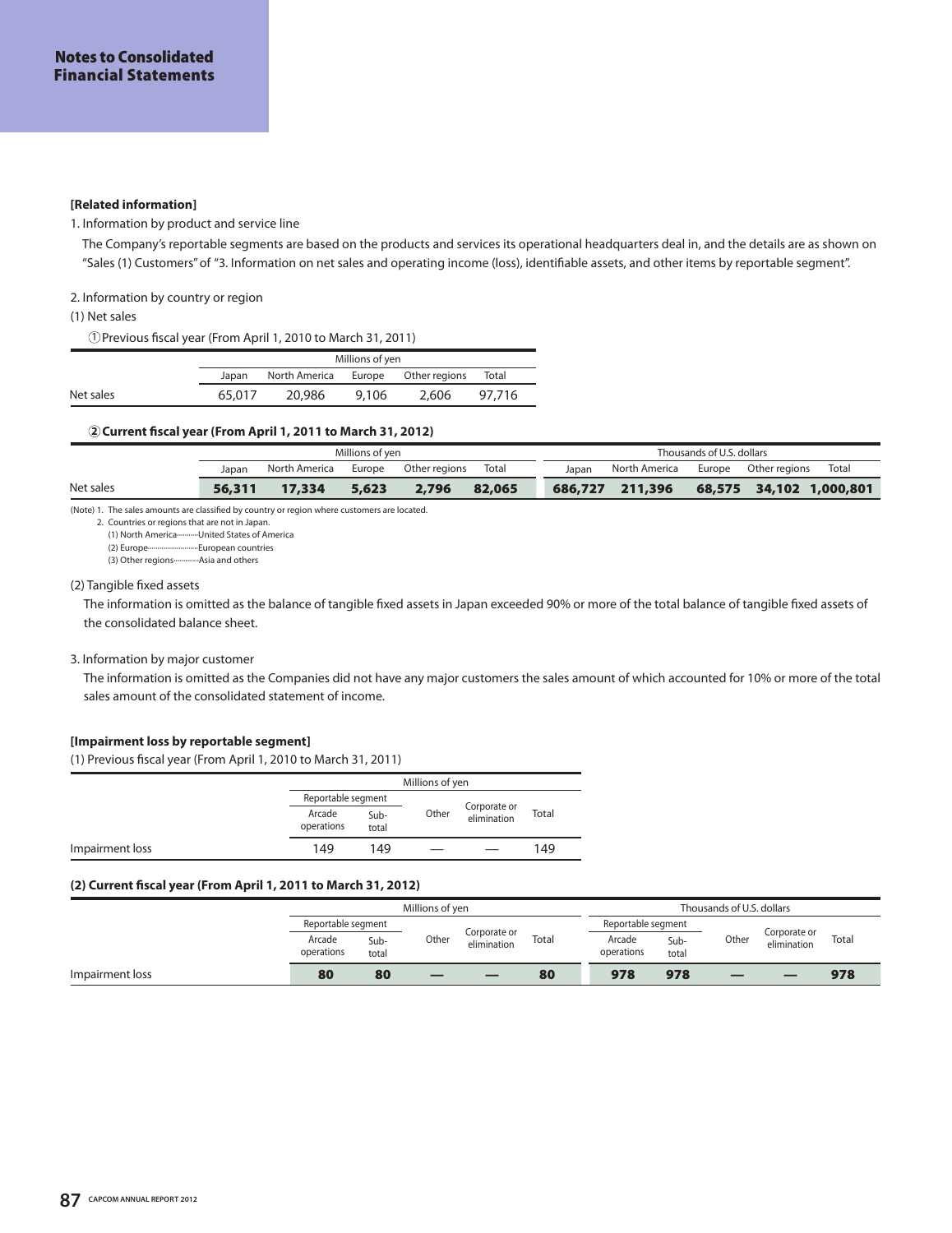# Notes to Consolidated Financial Statements

**[Related information]**

1. Information by product and service line

The Company's reportable segments are based on the products and services its operational headquarters deal in, and the details are as shown on "Sales (1) Customers" of "3. Information on net sales and operating income (loss), identifiable assets, and other items by reportable segment".

2. Information by country or region

(1) Net sales

① Previous fiscal year (From April 1, 2010 to March 31, 2011)

| | Millions of yen | | | | |
|---|---|---|---|---|---|
| | Japan | North America | Europe | Other regions | Total |
| Net sales | 65,017 | 20,986 | 9,106 | 2,606 | 97,716 |

**② Current fiscal year (From April 1, 2011 to March 31, 2012)**

| | Millions of yen | | | | | Thousands of U.S. dollars | | | | |
|---|---|---|---|---|---|---|---|---|---|---|
| | Japan | North America | Europe | Other regions | Total | Japan | North America | Europe | Other regions | Total |
| Net sales | **56,311** | **17,334** | **5,623** | **2,796** | **82,065** | **686,727** | **211,396** | **68,575** | **34,102** | **1,000,801** |

(Note) 1. The sales amounts are classified by country or region where customers are located.
2. Countries or regions that are not in Japan.
(1) North America··········United States of America
(2) Europe··························European countries
(3) Other regions·············Asia and others

(2) Tangible fixed assets

The information is omitted as the balance of tangible fixed assets in Japan exceeded 90% or more of the total balance of tangible fixed assets of the consolidated balance sheet.

3. Information by major customer

The information is omitted as the Companies did not have any major customers the sales amount of which accounted for 10% or more of the total sales amount of the consolidated statement of income.

**[Impairment loss by reportable segment]**

(1) Previous fiscal year (From April 1, 2010 to March 31, 2011)

| | Millions of yen | | | | |
|---|---|---|---|---|---|
| | Reportable segment | | Other | Corporate or elimination | Total |
| | Arcade operations | Sub-total | | | |
| Impairment loss | 149 | 149 | — | — | 149 |

**(2) Current fiscal year (From April 1, 2011 to March 31, 2012)**

| | Millions of yen | | | | | Thousands of U.S. dollars | | | | |
|---|---|---|---|---|---|---|---|---|---|---|
| | Reportable segment | | Other | Corporate or elimination | Total | Reportable segment | | Other | Corporate or elimination | Total |
| | Arcade operations | Sub-total | | | | Arcade operations | Sub-total | | | |
| Impairment loss | **80** | **80** | **—** | **—** | **80** | **978** | **978** | **—** | **—** | **978** |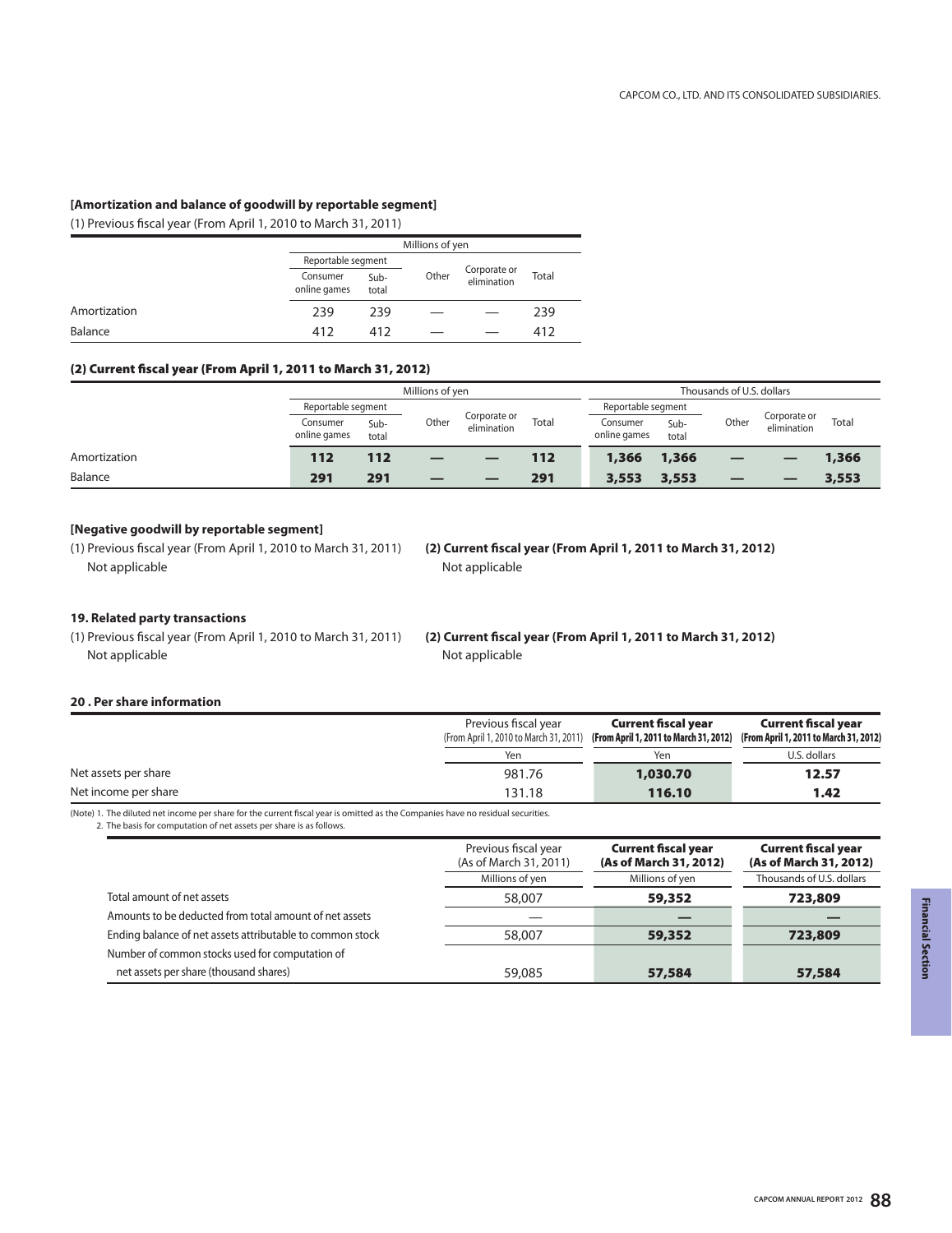**[Amortization and balance of goodwill by reportable segment]**

(1) Previous fiscal year (From April 1, 2010 to March 31, 2011)

| | Millions of yen | | | | |
|---|---|---|---|---|---|
| | Reportable segment | | Other | Corporate or elimination | Total |
| | Consumer online games | Sub-total | | | |
| Amortization | 239 | 239 | — | — | 239 |
| Balance | 412 | 412 | — | — | 412 |

**(2) Current fiscal year (From April 1, 2011 to March 31, 2012)**

| | Millions of yen | | | | | Thousands of U.S. dollars | | | | |
|---|---|---|---|---|---|---|---|---|---|---|
| | Reportable segment | | Other | Corporate or elimination | Total | Reportable segment | | Other | Corporate or elimination | Total |
| | Consumer online games | Sub-total | | | | Consumer online games | Sub-total | | | |
| Amortization | **112** | **112** | **—** | **—** | **112** | **1,366** | **1,366** | **—** | **—** | **1,366** |
| Balance | **291** | **291** | **—** | **—** | **291** | **3,553** | **3,553** | **—** | **—** | **3,553** |

**[Negative goodwill by reportable segment]**

(1) Previous fiscal year (From April 1, 2010 to March 31, 2011)
Not applicable

**(2) Current fiscal year (From April 1, 2011 to March 31, 2012)**
Not applicable

**19. Related party transactions**

(1) Previous fiscal year (From April 1, 2010 to March 31, 2011)
Not applicable

**(2) Current fiscal year (From April 1, 2011 to March 31, 2012)**
Not applicable

**20 . Per share information**

| | Previous fiscal year (From April 1, 2010 to March 31, 2011) | **Current fiscal year (From April 1, 2011 to March 31, 2012)** | **Current fiscal year (From April 1, 2011 to March 31, 2012)** |
|---|---|---|---|
| | Yen | Yen | U.S. dollars |
| Net assets per share | 981.76 | **1,030.70** | **12.57** |
| Net income per share | 131.18 | **116.10** | **1.42** |

(Note) 1. The diluted net income per share for the current fiscal year is omitted as the Companies have no residual securities.
2. The basis for computation of net assets per share is as follows.

| | Previous fiscal year (As of March 31, 2011) | **Current fiscal year (As of March 31, 2012)** | **Current fiscal year (As of March 31, 2012)** |
|---|---|---|---|
| | Millions of yen | Millions of yen | Thousands of U.S. dollars |
| Total amount of net assets | 58,007 | **59,352** | **723,809** |
| Amounts to be deducted from total amount of net assets | — | **—** | **—** |
| Ending balance of net assets attributable to common stock | 58,007 | **59,352** | **723,809** |
| Number of common stocks used for computation of net assets per share (thousand shares) | 59,085 | **57,584** | **57,584** |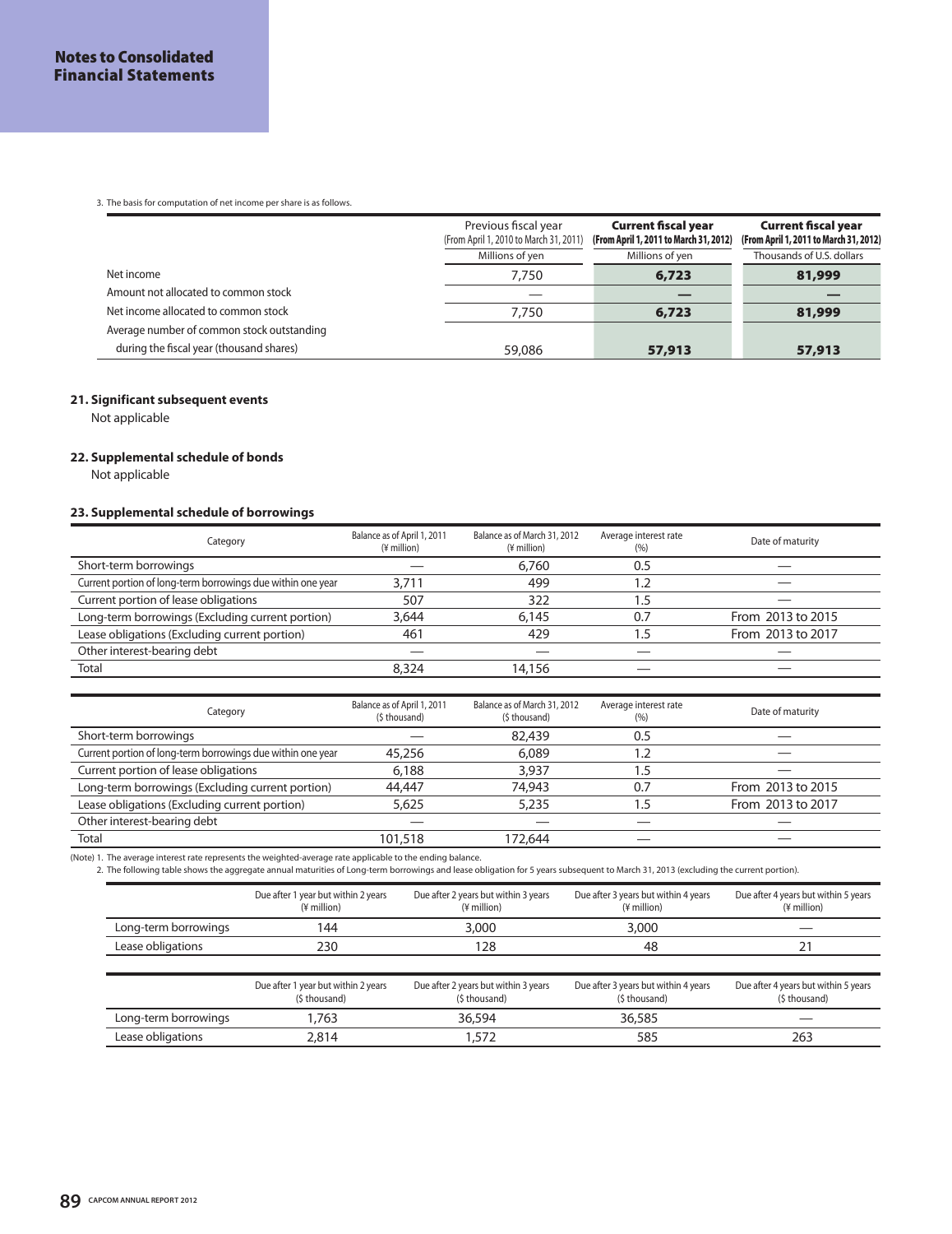3. The basis for computation of net income per share is as follows.

| | Previous fiscal year (From April 1, 2010 to March 31, 2011) | **Current fiscal year (From April 1, 2011 to March 31, 2012)** | **Current fiscal year (From April 1, 2011 to March 31, 2012)** |
|---|---|---|---|
| | Millions of yen | Millions of yen | Thousands of U.S. dollars |
| Net income | 7,750 | **6,723** | **81,999** |
| Amount not allocated to common stock | — | **—** | **—** |
| Net income allocated to common stock | 7,750 | **6,723** | **81,999** |
| Average number of common stock outstanding during the fiscal year (thousand shares) | 59,086 | **57,913** | **57,913** |

### 21. Significant subsequent events

Not applicable

### 22. Supplemental schedule of bonds

Not applicable

### 23. Supplemental schedule of borrowings

| Category | Balance as of April 1, 2011 (¥ million) | Balance as of March 31, 2012 (¥ million) | Average interest rate (%) | Date of maturity |
|---|---|---|---|---|
| Short-term borrowings | — | 6,760 | 0.5 | — |
| Current portion of long-term borrowings due within one year | 3,711 | 499 | 1.2 | — |
| Current portion of lease obligations | 507 | 322 | 1.5 | — |
| Long-term borrowings (Excluding current portion) | 3,644 | 6,145 | 0.7 | From 2013 to 2015 |
| Lease obligations (Excluding current portion) | 461 | 429 | 1.5 | From 2013 to 2017 |
| Other interest-bearing debt | — | — | — | — |
| Total | 8,324 | 14,156 | — | — |

| Category | Balance as of April 1, 2011 ($ thousand) | Balance as of March 31, 2012 ($ thousand) | Average interest rate (%) | Date of maturity |
|---|---|---|---|---|
| Short-term borrowings | — | 82,439 | 0.5 | — |
| Current portion of long-term borrowings due within one year | 45,256 | 6,089 | 1.2 | — |
| Current portion of lease obligations | 6,188 | 3,937 | 1.5 | — |
| Long-term borrowings (Excluding current portion) | 44,447 | 74,943 | 0.7 | From 2013 to 2015 |
| Lease obligations (Excluding current portion) | 5,625 | 5,235 | 1.5 | From 2013 to 2017 |
| Other interest-bearing debt | — | — | — | — |
| Total | 101,518 | 172,644 | — | — |

(Note) 1. The average interest rate represents the weighted-average rate applicable to the ending balance.
2. The following table shows the aggregate annual maturities of Long-term borrowings and lease obligation for 5 years subsequent to March 31, 2013 (excluding the current portion).

| | Due after 1 year but within 2 years (¥ million) | Due after 2 years but within 3 years (¥ million) | Due after 3 years but within 4 years (¥ million) | Due after 4 years but within 5 years (¥ million) |
|---|---|---|---|---|
| Long-term borrowings | 144 | 3,000 | 3,000 | — |
| Lease obligations | 230 | 128 | 48 | 21 |

| | Due after 1 year but within 2 years ($ thousand) | Due after 2 years but within 3 years ($ thousand) | Due after 3 years but within 4 years ($ thousand) | Due after 4 years but within 5 years ($ thousand) |
|---|---|---|---|---|
| Long-term borrowings | 1,763 | 36,594 | 36,585 | — |
| Lease obligations | 2,814 | 1,572 | 585 | 263 |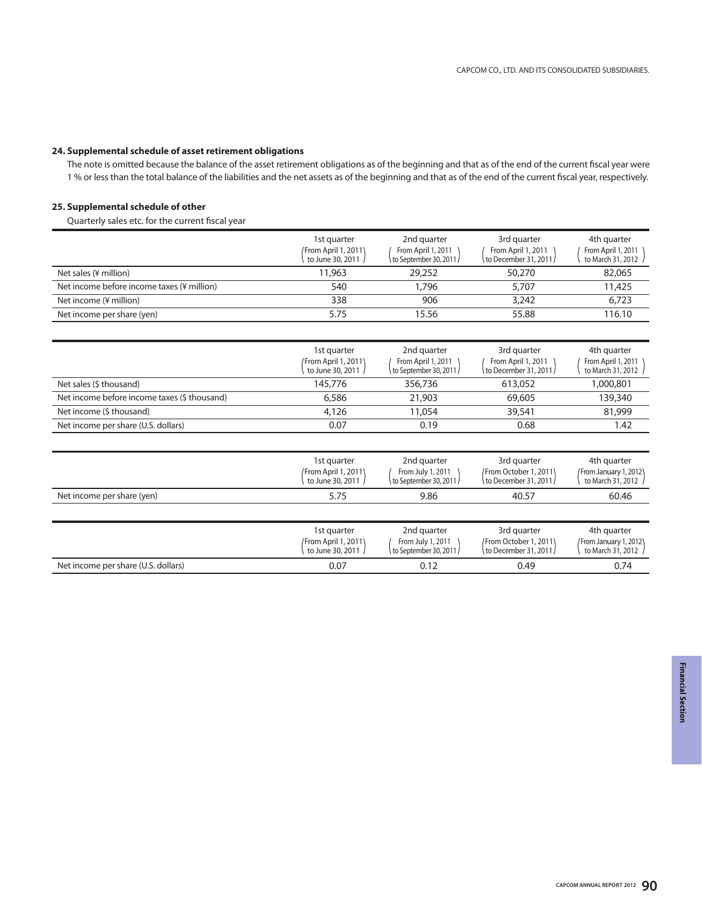### 24. Supplemental schedule of asset retirement obligations

The note is omitted because the balance of the asset retirement obligations as of the beginning and that as of the end of the current fiscal year were 1 % or less than the total balance of the liabilities and the net assets as of the beginning and that as of the end of the current fiscal year, respectively.

### 25. Supplemental schedule of other

Quarterly sales etc. for the current fiscal year

| | 1st quarter (From April 1, 2011 to June 30, 2011) | 2nd quarter (From April 1, 2011 to September 30, 2011) | 3rd quarter (From April 1, 2011 to December 31, 2011) | 4th quarter (From April 1, 2011 to March 31, 2012) |
|---|---|---|---|---|
| Net sales (¥ million) | 11,963 | 29,252 | 50,270 | 82,065 |
| Net income before income taxes (¥ million) | 540 | 1,796 | 5,707 | 11,425 |
| Net income (¥ million) | 338 | 906 | 3,242 | 6,723 |
| Net income per share (yen) | 5.75 | 15.56 | 55.88 | 116.10 |

| | 1st quarter (From April 1, 2011 to June 30, 2011) | 2nd quarter (From April 1, 2011 to September 30, 2011) | 3rd quarter (From April 1, 2011 to December 31, 2011) | 4th quarter (From April 1, 2011 to March 31, 2012) |
|---|---|---|---|---|
| Net sales ($ thousand) | 145,776 | 356,736 | 613,052 | 1,000,801 |
| Net income before income taxes ($ thousand) | 6,586 | 21,903 | 69,605 | 139,340 |
| Net income ($ thousand) | 4,126 | 11,054 | 39,541 | 81,999 |
| Net income per share (U.S. dollars) | 0.07 | 0.19 | 0.68 | 1.42 |

| | 1st quarter (From April 1, 2011 to June 30, 2011) | 2nd quarter (From July 1, 2011 to September 30, 2011) | 3rd quarter (From October 1, 2011 to December 31, 2011) | 4th quarter (From January 1, 2012 to March 31, 2012) |
|---|---|---|---|---|
| Net income per share (yen) | 5.75 | 9.86 | 40.57 | 60.46 |

| | 1st quarter (From April 1, 2011 to June 30, 2011) | 2nd quarter (From July 1, 2011 to September 30, 2011) | 3rd quarter (From October 1, 2011 to December 31, 2011) | 4th quarter (From January 1, 2012 to March 31, 2012) |
|---|---|---|---|---|
| Net income per share (U.S. dollars) | 0.07 | 0.12 | 0.49 | 0.74 |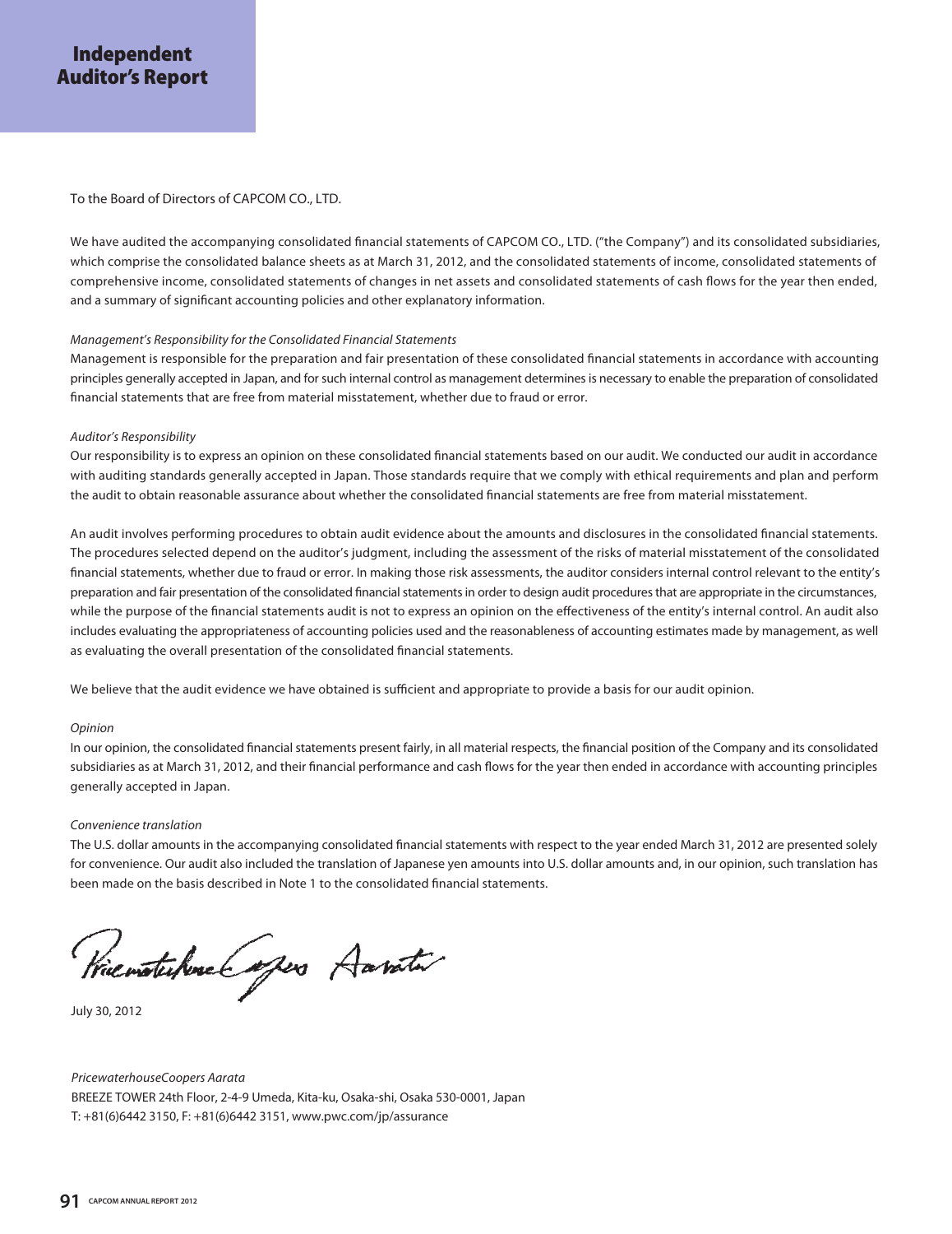# Independent Auditor's Report

To the Board of Directors of CAPCOM CO., LTD.

We have audited the accompanying consolidated financial statements of CAPCOM CO., LTD. ("the Company") and its consolidated subsidiaries, which comprise the consolidated balance sheets as at March 31, 2012, and the consolidated statements of income, consolidated statements of comprehensive income, consolidated statements of changes in net assets and consolidated statements of cash flows for the year then ended, and a summary of significant accounting policies and other explanatory information.

*Management's Responsibility for the Consolidated Financial Statements*

Management is responsible for the preparation and fair presentation of these consolidated financial statements in accordance with accounting principles generally accepted in Japan, and for such internal control as management determines is necessary to enable the preparation of consolidated financial statements that are free from material misstatement, whether due to fraud or error.

*Auditor's Responsibility*

Our responsibility is to express an opinion on these consolidated financial statements based on our audit. We conducted our audit in accordance with auditing standards generally accepted in Japan. Those standards require that we comply with ethical requirements and plan and perform the audit to obtain reasonable assurance about whether the consolidated financial statements are free from material misstatement.

An audit involves performing procedures to obtain audit evidence about the amounts and disclosures in the consolidated financial statements. The procedures selected depend on the auditor's judgment, including the assessment of the risks of material misstatement of the consolidated financial statements, whether due to fraud or error. In making those risk assessments, the auditor considers internal control relevant to the entity's preparation and fair presentation of the consolidated financial statements in order to design audit procedures that are appropriate in the circumstances, while the purpose of the financial statements audit is not to express an opinion on the effectiveness of the entity's internal control. An audit also includes evaluating the appropriateness of accounting policies used and the reasonableness of accounting estimates made by management, as well as evaluating the overall presentation of the consolidated financial statements.

We believe that the audit evidence we have obtained is sufficient and appropriate to provide a basis for our audit opinion.

*Opinion*

In our opinion, the consolidated financial statements present fairly, in all material respects, the financial position of the Company and its consolidated subsidiaries as at March 31, 2012, and their financial performance and cash flows for the year then ended in accordance with accounting principles generally accepted in Japan.

*Convenience translation*

The U.S. dollar amounts in the accompanying consolidated financial statements with respect to the year ended March 31, 2012 are presented solely for convenience. Our audit also included the translation of Japanese yen amounts into U.S. dollar amounts and, in our opinion, such translation has been made on the basis described in Note 1 to the consolidated financial statements.

PricewaterhouseCoopers Aarata

July 30, 2012

*PricewaterhouseCoopers Aarata*
BREEZE TOWER 24th Floor, 2-4-9 Umeda, Kita-ku, Osaka-shi, Osaka 530-0001, Japan
T: +81(6)6442 3150, F: +81(6)6442 3151, www.pwc.com/jp/assurance